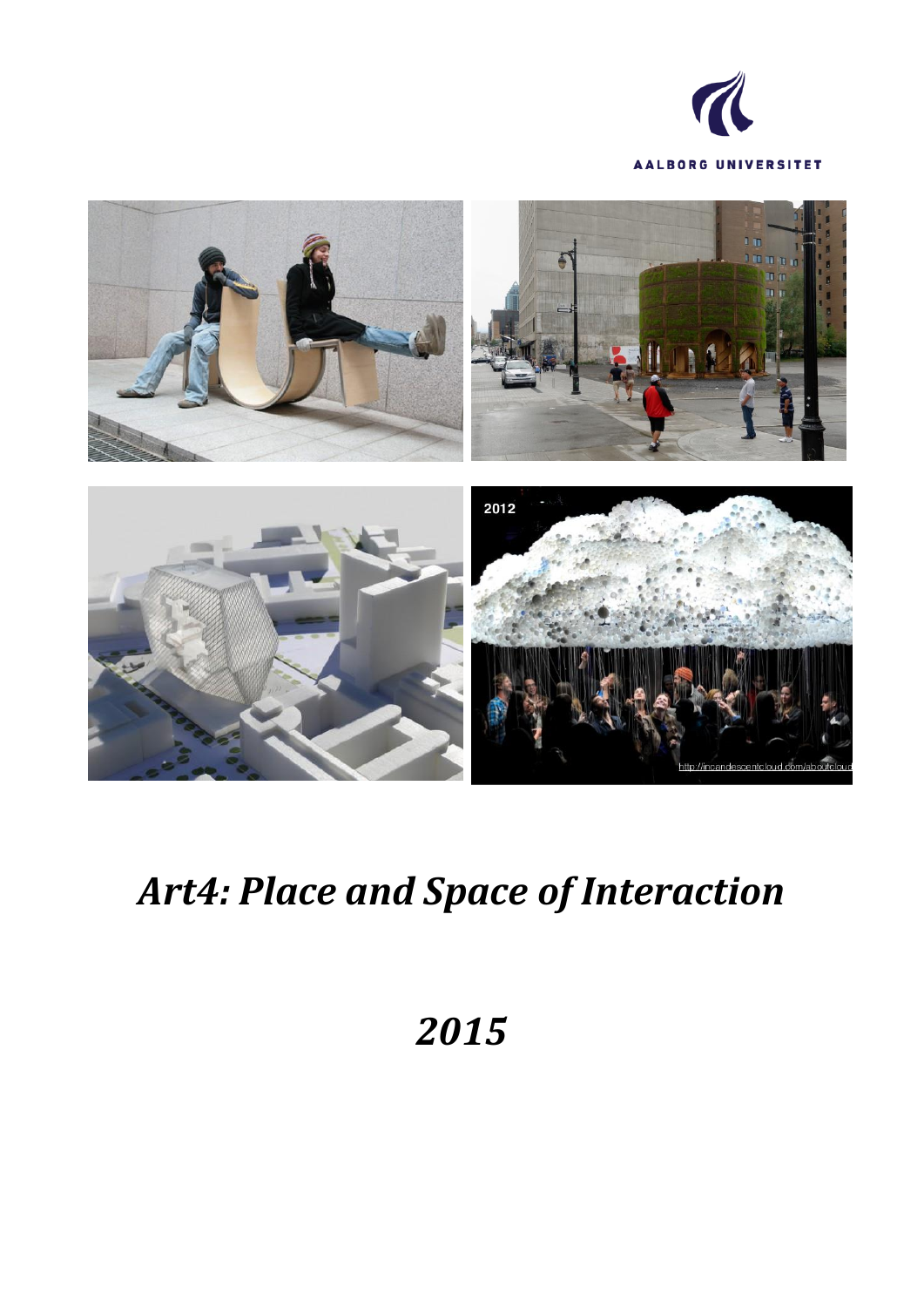AALBORG UNIVERSITET

# *Art4: Place and Space of Interaction*

## *2015*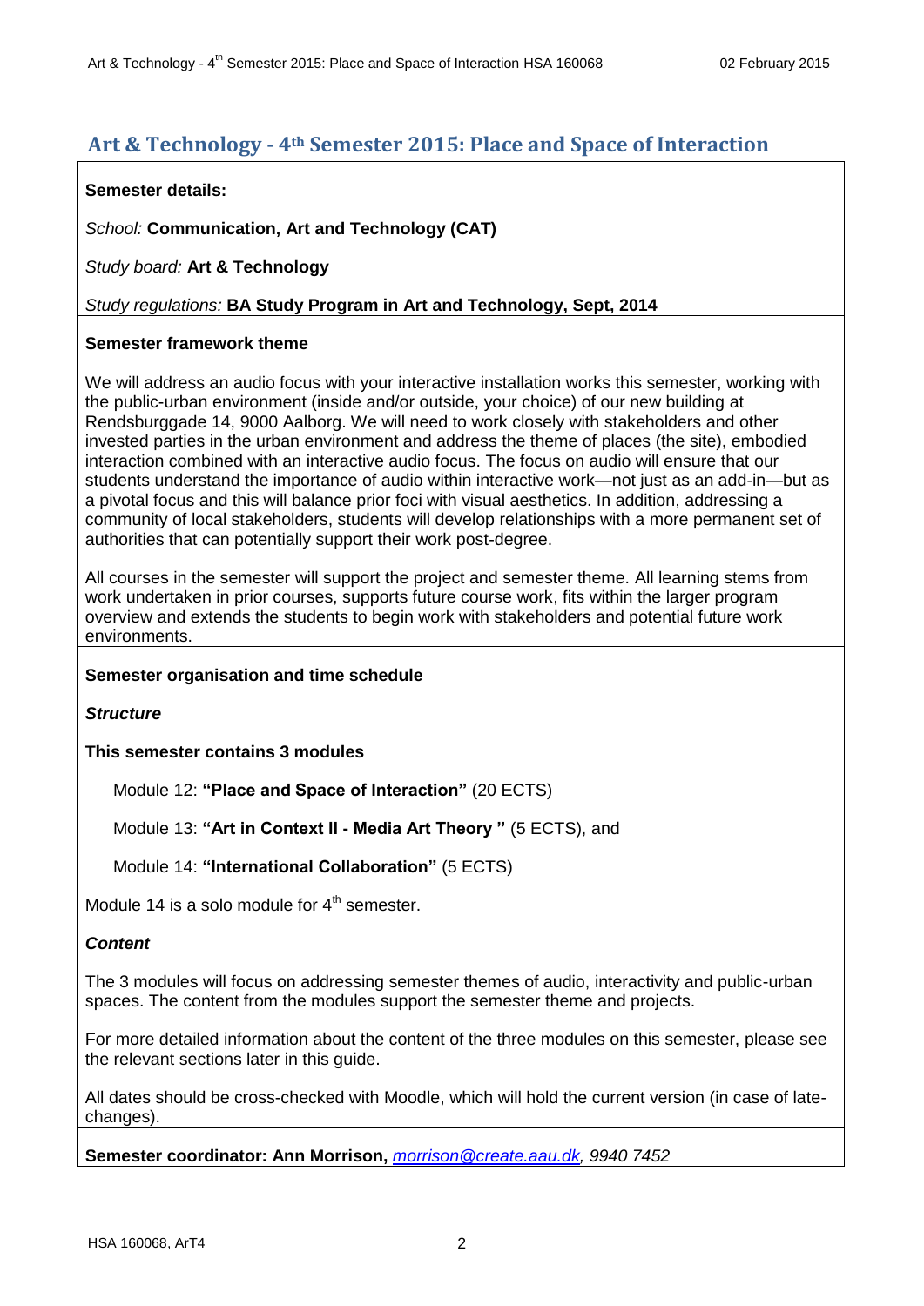# Art & Technology - 4th Semester 2015: Place and Space of Interaction

**Semester details:**

*School:* **Communication, Art and Technology (CAT)**

*Study board:* **Art & Technology**

*Study regulations:* **BA Study Program in Art and Technology, Sept, 2014**

**Semester framework theme**

We will address an audio focus with your interactive installation works this semester, working with the public-urban environment (inside and/or outside, your choice) of our new building at Rendsburggade 14, 9000 Aalborg. We will need to work closely with stakeholders and other invested parties in the urban environment and address the theme of places (the site), embodied interaction combined with an interactive audio focus. The focus on audio will ensure that our students understand the importance of audio within interactive work—not just as an add-in—but as a pivotal focus and this will balance prior foci with visual aesthetics. In addition, addressing a community of local stakeholders, students will develop relationships with a more permanent set of authorities that can potentially support their work post-degree.

All courses in the semester will support the project and semester theme. All learning stems from work undertaken in prior courses, supports future course work, fits within the larger program overview and extends the students to begin work with stakeholders and potential future work environments.

**Semester organisation and time schedule**

***Structure***

**This semester contains 3 modules**

Module 12: **"Place and Space of Interaction"** (20 ECTS)

Module 13: **"Art in Context II - Media Art Theory "** (5 ECTS), and

Module 14: **"International Collaboration"** (5 ECTS)

Module 14 is a solo module for 4th semester.

***Content***

The 3 modules will focus on addressing semester themes of audio, interactivity and public-urban spaces. The content from the modules support the semester theme and projects.

For more detailed information about the content of the three modules on this semester, please see the relevant sections later in this guide.

All dates should be cross-checked with Moodle, which will hold the current version (in case of late-changes).

**Semester coordinator: Ann Morrison,** *morrison@create.aau.dk, 9940 7452*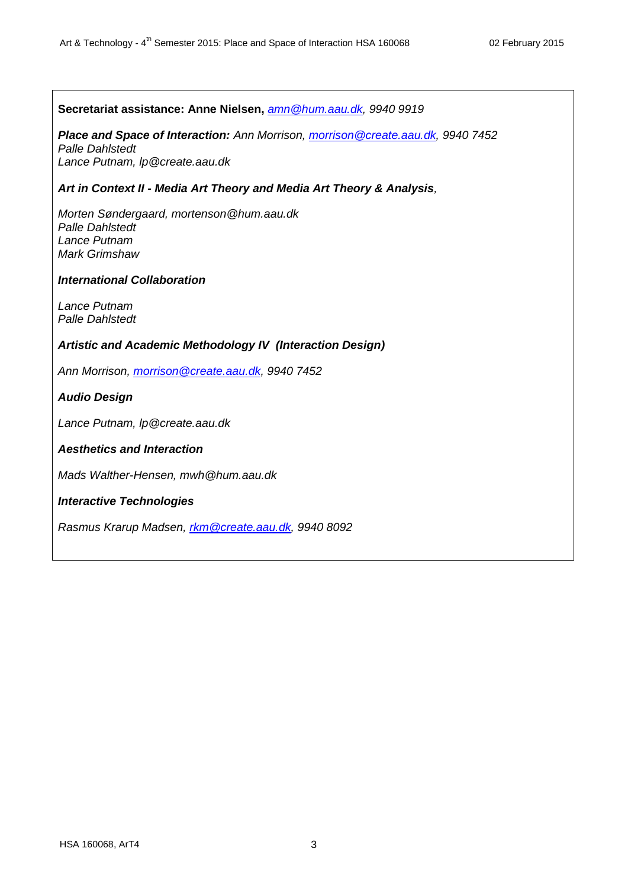**Secretariat assistance: Anne Nielsen,** *amn@hum.aau.dk, 9940 9919*

***Place and Space of Interaction:*** *Ann Morrison, morrison@create.aau.dk, 9940 7452*
*Palle Dahlstedt*
*Lance Putnam, lp@create.aau.dk*

***Art in Context II - Media Art Theory and Media Art Theory & Analysis**,*

*Morten Søndergaard, mortenson@hum.aau.dk*
*Palle Dahlstedt*
*Lance Putnam*
*Mark Grimshaw*

***International Collaboration***

*Lance Putnam*
*Palle Dahlstedt*

***Artistic and Academic Methodology IV (Interaction Design)***

*Ann Morrison, morrison@create.aau.dk, 9940 7452*

***Audio Design***

*Lance Putnam, lp@create.aau.dk*

***Aesthetics and Interaction***

*Mads Walther-Hensen, mwh@hum.aau.dk*

***Interactive Technologies***

*Rasmus Krarup Madsen, rkm@create.aau.dk, 9940 8092*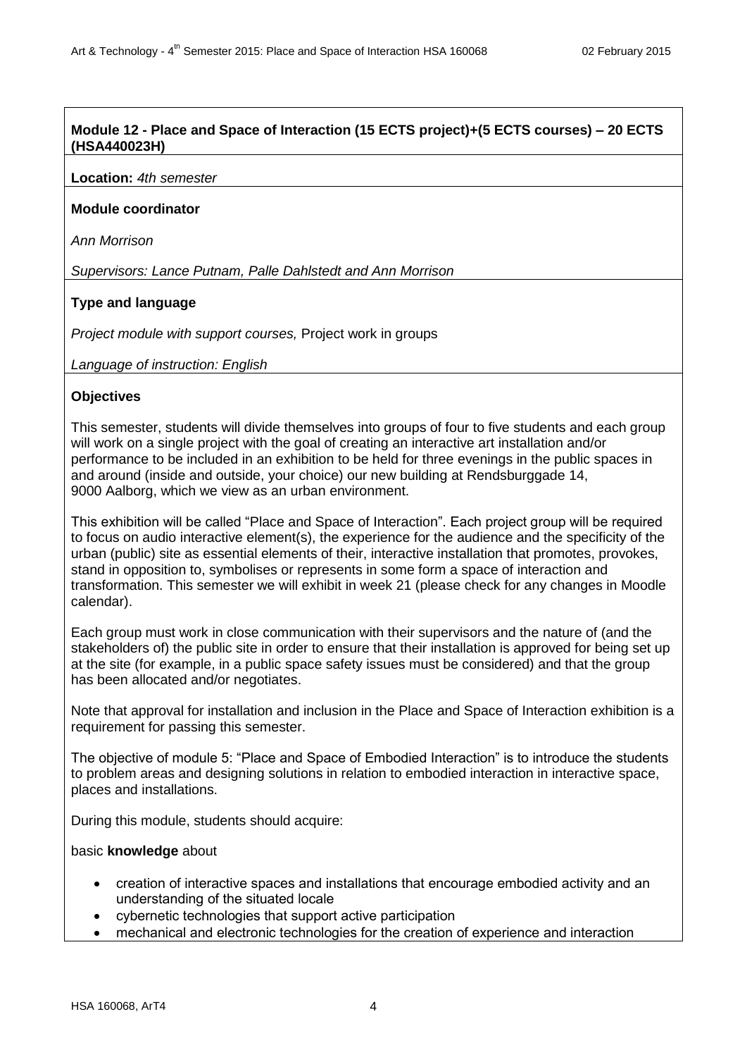**Module 12 - Place and Space of Interaction (15 ECTS project)+(5 ECTS courses) – 20 ECTS (HSA440023H)**

**Location:** *4th semester*

**Module coordinator**

*Ann Morrison*

*Supervisors: Lance Putnam, Palle Dahlstedt and Ann Morrison*

**Type and language**

*Project module with support courses,* Project work in groups

*Language of instruction: English*

**Objectives**

This semester, students will divide themselves into groups of four to five students and each group will work on a single project with the goal of creating an interactive art installation and/or performance to be included in an exhibition to be held for three evenings in the public spaces in and around (inside and outside, your choice) our new building at Rendsburggade 14, 9000 Aalborg, which we view as an urban environment.

This exhibition will be called "Place and Space of Interaction". Each project group will be required to focus on audio interactive element(s), the experience for the audience and the specificity of the urban (public) site as essential elements of their, interactive installation that promotes, provokes, stand in opposition to, symbolises or represents in some form a space of interaction and transformation. This semester we will exhibit in week 21 (please check for any changes in Moodle calendar).

Each group must work in close communication with their supervisors and the nature of (and the stakeholders of) the public site in order to ensure that their installation is approved for being set up at the site (for example, in a public space safety issues must be considered) and that the group has been allocated and/or negotiates.

Note that approval for installation and inclusion in the Place and Space of Interaction exhibition is a requirement for passing this semester.

The objective of module 5: "Place and Space of Embodied Interaction" is to introduce the students to problem areas and designing solutions in relation to embodied interaction in interactive space, places and installations.

During this module, students should acquire:

basic **knowledge** about

- creation of interactive spaces and installations that encourage embodied activity and an understanding of the situated locale
- cybernetic technologies that support active participation
- mechanical and electronic technologies for the creation of experience and interaction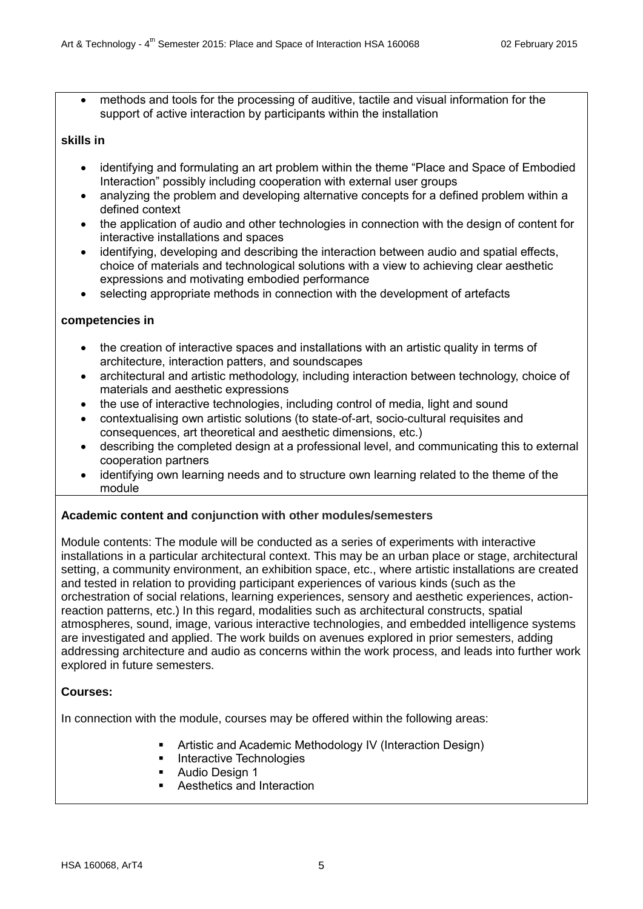- methods and tools for the processing of auditive, tactile and visual information for the support of active interaction by participants within the installation

**skills in**

- identifying and formulating an art problem within the theme “Place and Space of Embodied Interaction” possibly including cooperation with external user groups
- analyzing the problem and developing alternative concepts for a defined problem within a defined context
- the application of audio and other technologies in connection with the design of content for interactive installations and spaces
- identifying, developing and describing the interaction between audio and spatial effects, choice of materials and technological solutions with a view to achieving clear aesthetic expressions and motivating embodied performance
- selecting appropriate methods in connection with the development of artefacts

**competencies in**

- the creation of interactive spaces and installations with an artistic quality in terms of architecture, interaction patterns, and soundscapes
- architectural and artistic methodology, including interaction between technology, choice of materials and aesthetic expressions
- the use of interactive technologies, including control of media, light and sound
- contextualising own artistic solutions (to state-of-art, socio-cultural requisites and consequences, art theoretical and aesthetic dimensions, etc.)
- describing the completed design at a professional level, and communicating this to external cooperation partners
- identifying own learning needs and to structure own learning related to the theme of the module

**Academic content and conjunction with other modules/semesters**

Module contents: The module will be conducted as a series of experiments with interactive installations in a particular architectural context. This may be an urban place or stage, architectural setting, a community environment, an exhibition space, etc., where artistic installations are created and tested in relation to providing participant experiences of various kinds (such as the orchestration of social relations, learning experiences, sensory and aesthetic experiences, action-reaction patterns, etc.) In this regard, modalities such as architectural constructs, spatial atmospheres, sound, image, various interactive technologies, and embedded intelligence systems are investigated and applied. The work builds on avenues explored in prior semesters, adding addressing architecture and audio as concerns within the work process, and leads into further work explored in future semesters.

**Courses:**

In connection with the module, courses may be offered within the following areas:

- Artistic and Academic Methodology IV (Interaction Design)
- Interactive Technologies
- Audio Design 1
- Aesthetics and Interaction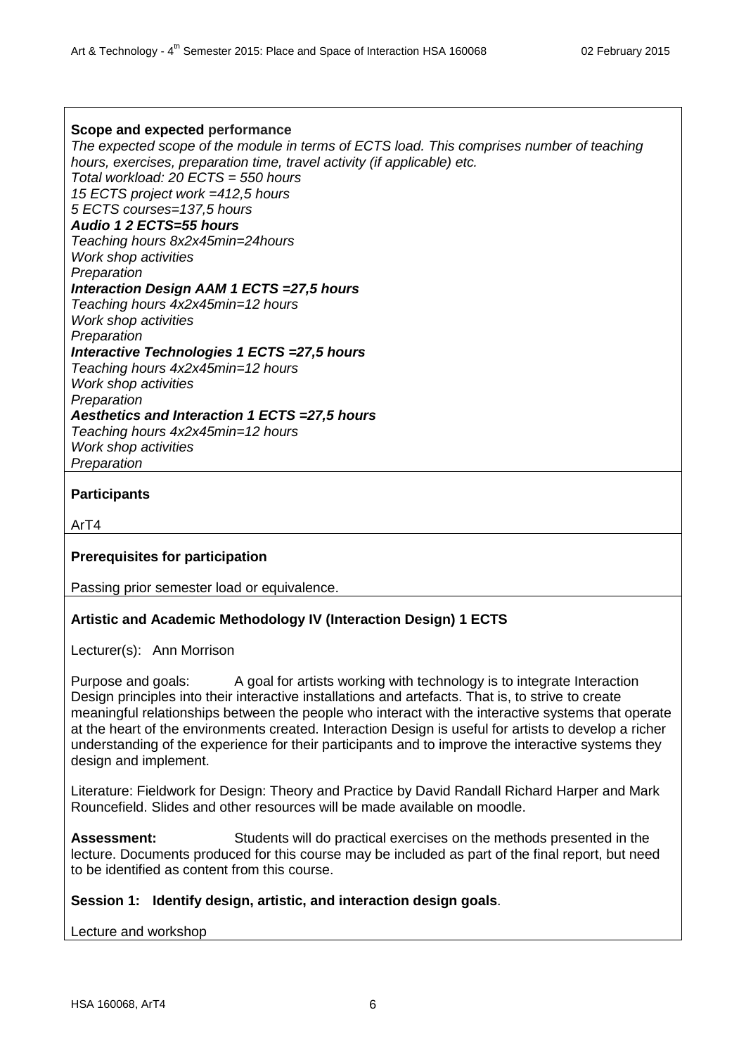**Scope and expected performance**

*The expected scope of the module in terms of ECTS load. This comprises number of teaching hours, exercises, preparation time, travel activity (if applicable) etc.*
*Total workload: 20 ECTS = 550 hours*
*15 ECTS project work =412,5 hours*
*5 ECTS courses=137,5 hours*
***Audio 1 2 ECTS=55 hours***
*Teaching hours 8x2x45min=24hours*
*Work shop activities*
*Preparation*
***Interaction Design AAM 1 ECTS =27,5 hours***
*Teaching hours 4x2x45min=12 hours*
*Work shop activities*
*Preparation*
***Interactive Technologies 1 ECTS =27,5 hours***
*Teaching hours 4x2x45min=12 hours*
*Work shop activities*
*Preparation*
***Aesthetics and Interaction 1 ECTS =27,5 hours***
*Teaching hours 4x2x45min=12 hours*
*Work shop activities*
*Preparation*

**Participants**

ArT4

**Prerequisites for participation**

Passing prior semester load or equivalence.

**Artistic and Academic Methodology IV (Interaction Design) 1 ECTS**

Lecturer(s): Ann Morrison

Purpose and goals: A goal for artists working with technology is to integrate Interaction Design principles into their interactive installations and artefacts. That is, to strive to create meaningful relationships between the people who interact with the interactive systems that operate at the heart of the environments created. Interaction Design is useful for artists to develop a richer understanding of the experience for their participants and to improve the interactive systems they design and implement.

Literature: Fieldwork for Design: Theory and Practice by David Randall Richard Harper and Mark Rouncefield. Slides and other resources will be made available on moodle.

**Assessment:** Students will do practical exercises on the methods presented in the lecture. Documents produced for this course may be included as part of the final report, but need to be identified as content from this course.

**Session 1: Identify design, artistic, and interaction design goals**.

Lecture and workshop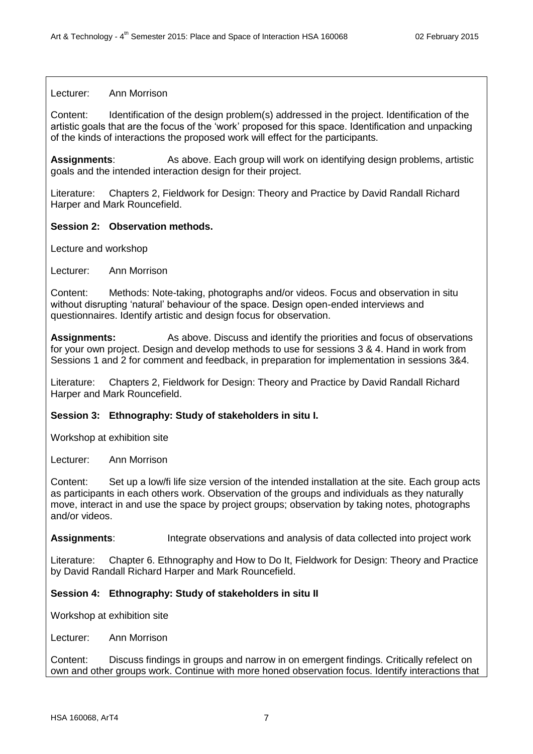Lecturer: Ann Morrison

Content: Identification of the design problem(s) addressed in the project. Identification of the artistic goals that are the focus of the 'work' proposed for this space. Identification and unpacking of the kinds of interactions the proposed work will effect for the participants.

**Assignments**: As above. Each group will work on identifying design problems, artistic goals and the intended interaction design for their project.

Literature: Chapters 2, Fieldwork for Design: Theory and Practice by David Randall Richard Harper and Mark Rouncefield.

**Session 2: Observation methods.**

Lecture and workshop

Lecturer: Ann Morrison

Content: Methods: Note-taking, photographs and/or videos. Focus and observation in situ without disrupting 'natural' behaviour of the space. Design open-ended interviews and questionnaires. Identify artistic and design focus for observation.

**Assignments:** As above. Discuss and identify the priorities and focus of observations for your own project. Design and develop methods to use for sessions 3 & 4. Hand in work from Sessions 1 and 2 for comment and feedback, in preparation for implementation in sessions 3&4.

Literature: Chapters 2, Fieldwork for Design: Theory and Practice by David Randall Richard Harper and Mark Rouncefield.

**Session 3: Ethnography: Study of stakeholders in situ I.**

Workshop at exhibition site

Lecturer: Ann Morrison

Content: Set up a low/fi life size version of the intended installation at the site. Each group acts as participants in each others work. Observation of the groups and individuals as they naturally move, interact in and use the space by project groups; observation by taking notes, photographs and/or videos.

**Assignments**: Integrate observations and analysis of data collected into project work

Literature: Chapter 6. Ethnography and How to Do It, Fieldwork for Design: Theory and Practice by David Randall Richard Harper and Mark Rouncefield.

**Session 4: Ethnography: Study of stakeholders in situ II**

Workshop at exhibition site

Lecturer: Ann Morrison

Content: Discuss findings in groups and narrow in on emergent findings. Critically refelect on own and other groups work. Continue with more honed observation focus. Identify interactions that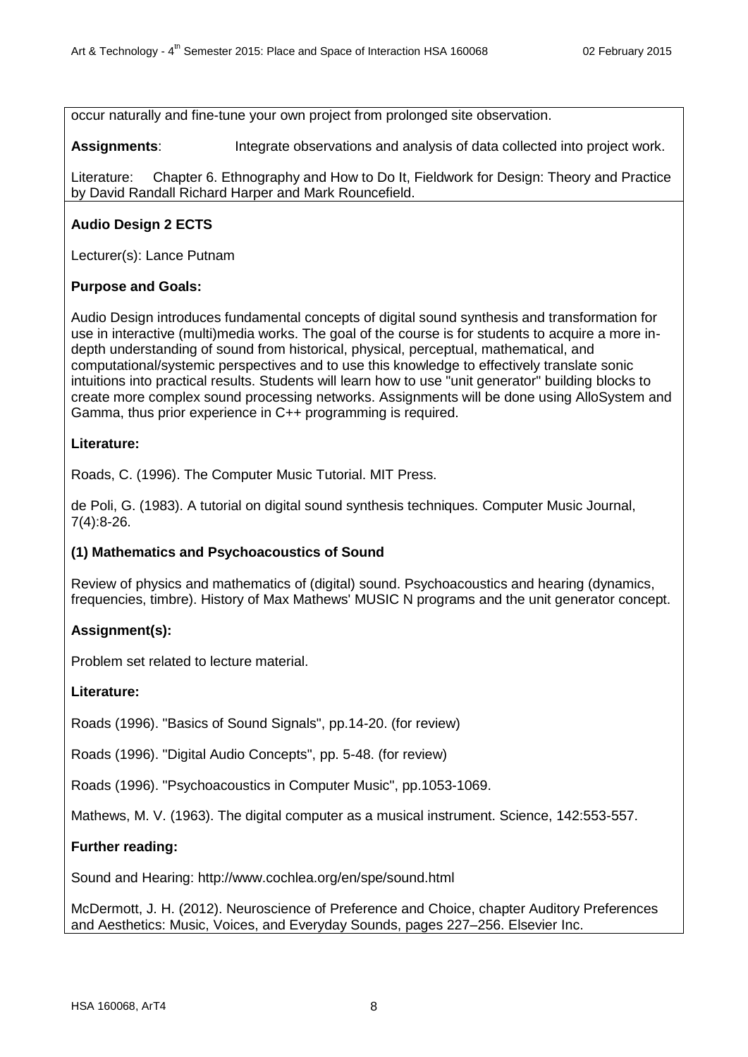occur naturally and fine-tune your own project from prolonged site observation.

**Assignments**: Integrate observations and analysis of data collected into project work.

Literature: Chapter 6. Ethnography and How to Do It, Fieldwork for Design: Theory and Practice by David Randall Richard Harper and Mark Rouncefield.

**Audio Design 2 ECTS**

Lecturer(s): Lance Putnam

**Purpose and Goals:**

Audio Design introduces fundamental concepts of digital sound synthesis and transformation for use in interactive (multi)media works. The goal of the course is for students to acquire a more in-depth understanding of sound from historical, physical, perceptual, mathematical, and computational/systemic perspectives and to use this knowledge to effectively translate sonic intuitions into practical results. Students will learn how to use "unit generator" building blocks to create more complex sound processing networks. Assignments will be done using AlloSystem and Gamma, thus prior experience in C++ programming is required.

**Literature:**

Roads, C. (1996). The Computer Music Tutorial. MIT Press.

de Poli, G. (1983). A tutorial on digital sound synthesis techniques. Computer Music Journal, 7(4):8-26.

**(1) Mathematics and Psychoacoustics of Sound**

Review of physics and mathematics of (digital) sound. Psychoacoustics and hearing (dynamics, frequencies, timbre). History of Max Mathews' MUSIC N programs and the unit generator concept.

**Assignment(s):**

Problem set related to lecture material.

**Literature:**

Roads (1996). "Basics of Sound Signals", pp.14-20. (for review)

Roads (1996). "Digital Audio Concepts", pp. 5-48. (for review)

Roads (1996). "Psychoacoustics in Computer Music", pp.1053-1069.

Mathews, M. V. (1963). The digital computer as a musical instrument. Science, 142:553-557.

**Further reading:**

Sound and Hearing: http://www.cochlea.org/en/spe/sound.html

McDermott, J. H. (2012). Neuroscience of Preference and Choice, chapter Auditory Preferences and Aesthetics: Music, Voices, and Everyday Sounds, pages 227–256. Elsevier Inc.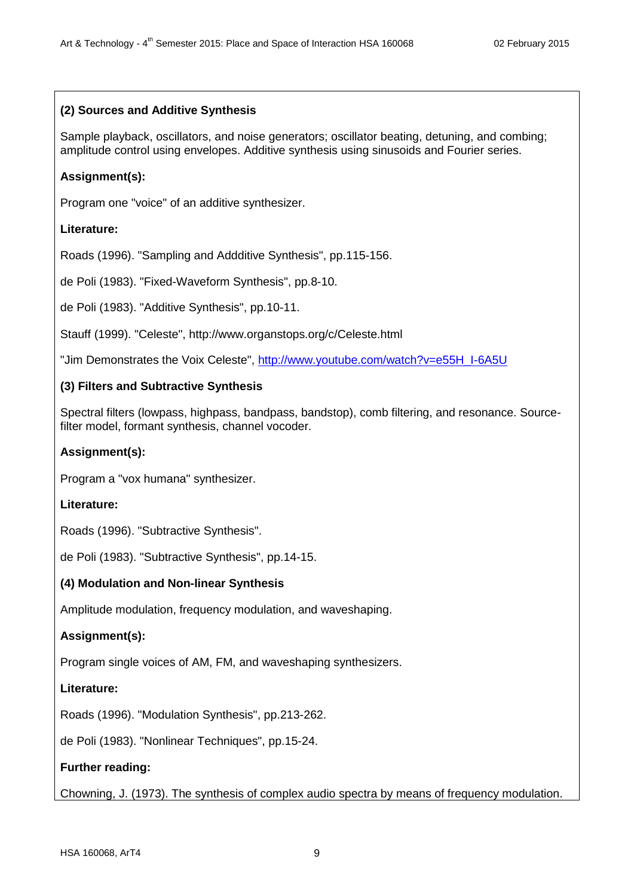**(2) Sources and Additive Synthesis**

Sample playback, oscillators, and noise generators; oscillator beating, detuning, and combing; amplitude control using envelopes. Additive synthesis using sinusoids and Fourier series.

**Assignment(s):**

Program one "voice" of an additive synthesizer.

**Literature:**

Roads (1996). "Sampling and Addditive Synthesis", pp.115-156.

de Poli (1983). "Fixed-Waveform Synthesis", pp.8-10.

de Poli (1983). "Additive Synthesis", pp.10-11.

Stauff (1999). "Celeste", http://www.organstops.org/c/Celeste.html

"Jim Demonstrates the Voix Celeste", http://www.youtube.com/watch?v=e55H_I-6A5U

**(3) Filters and Subtractive Synthesis**

Spectral filters (lowpass, highpass, bandpass, bandstop), comb filtering, and resonance. Source-filter model, formant synthesis, channel vocoder.

**Assignment(s):**

Program a "vox humana" synthesizer.

**Literature:**

Roads (1996). "Subtractive Synthesis".

de Poli (1983). "Subtractive Synthesis", pp.14-15.

**(4) Modulation and Non-linear Synthesis**

Amplitude modulation, frequency modulation, and waveshaping.

**Assignment(s):**

Program single voices of AM, FM, and waveshaping synthesizers.

**Literature:**

Roads (1996). "Modulation Synthesis", pp.213-262.

de Poli (1983). "Nonlinear Techniques", pp.15-24.

**Further reading:**

Chowning, J. (1973). The synthesis of complex audio spectra by means of frequency modulation.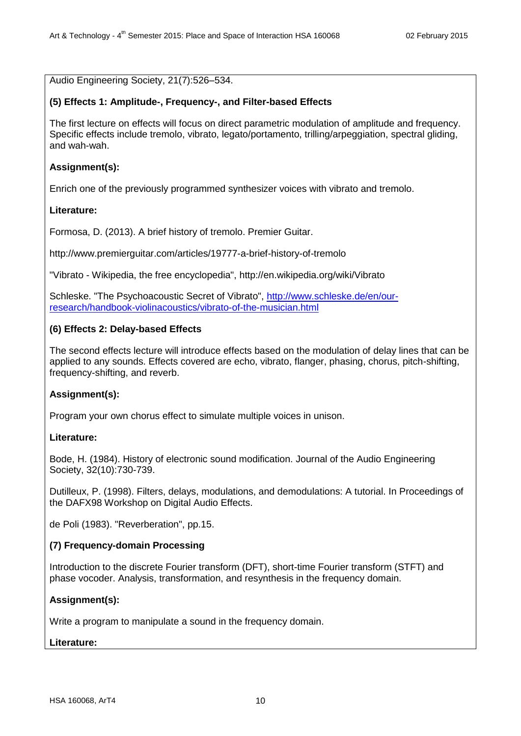Audio Engineering Society, 21(7):526–534.

**(5) Effects 1: Amplitude-, Frequency-, and Filter-based Effects**

The first lecture on effects will focus on direct parametric modulation of amplitude and frequency. Specific effects include tremolo, vibrato, legato/portamento, trilling/arpeggiation, spectral gliding, and wah-wah.

**Assignment(s):**

Enrich one of the previously programmed synthesizer voices with vibrato and tremolo.

**Literature:**

Formosa, D. (2013). A brief history of tremolo. Premier Guitar.

http://www.premierguitar.com/articles/19777-a-brief-history-of-tremolo

"Vibrato - Wikipedia, the free encyclopedia", http://en.wikipedia.org/wiki/Vibrato

Schleske. "The Psychoacoustic Secret of Vibrato", [http://www.schleske.de/en/our-research/handbook-violinacoustics/vibrato-of-the-musician.html](http://www.schleske.de/en/our-research/handbook-violinacoustics/vibrato-of-the-musician.html)

**(6) Effects 2: Delay-based Effects**

The second effects lecture will introduce effects based on the modulation of delay lines that can be applied to any sounds. Effects covered are echo, vibrato, flanger, phasing, chorus, pitch-shifting, frequency-shifting, and reverb.

**Assignment(s):**

Program your own chorus effect to simulate multiple voices in unison.

**Literature:**

Bode, H. (1984). History of electronic sound modification. Journal of the Audio Engineering Society, 32(10):730-739.

Dutilleux, P. (1998). Filters, delays, modulations, and demodulations: A tutorial. In Proceedings of the DAFX98 Workshop on Digital Audio Effects.

de Poli (1983). "Reverberation", pp.15.

**(7) Frequency-domain Processing**

Introduction to the discrete Fourier transform (DFT), short-time Fourier transform (STFT) and phase vocoder. Analysis, transformation, and resynthesis in the frequency domain.

**Assignment(s):**

Write a program to manipulate a sound in the frequency domain.

**Literature:**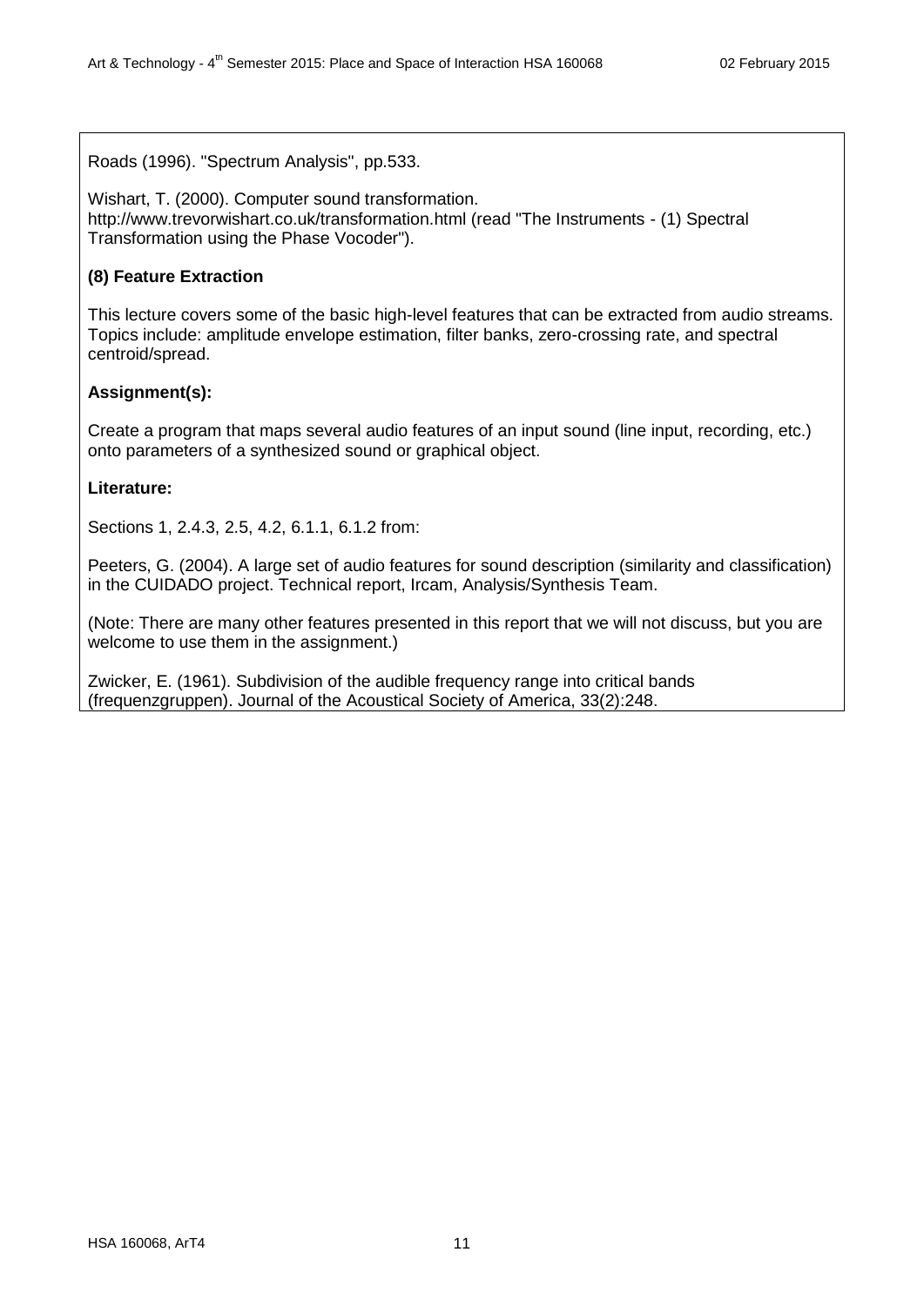Roads (1996). "Spectrum Analysis", pp.533.

Wishart, T. (2000). Computer sound transformation. http://www.trevorwishart.co.uk/transformation.html (read "The Instruments - (1) Spectral Transformation using the Phase Vocoder").

**(8) Feature Extraction**

This lecture covers some of the basic high-level features that can be extracted from audio streams. Topics include: amplitude envelope estimation, filter banks, zero-crossing rate, and spectral centroid/spread.

**Assignment(s):**

Create a program that maps several audio features of an input sound (line input, recording, etc.) onto parameters of a synthesized sound or graphical object.

**Literature:**

Sections 1, 2.4.3, 2.5, 4.2, 6.1.1, 6.1.2 from:

Peeters, G. (2004). A large set of audio features for sound description (similarity and classification) in the CUIDADO project. Technical report, Ircam, Analysis/Synthesis Team.

(Note: There are many other features presented in this report that we will not discuss, but you are welcome to use them in the assignment.)

Zwicker, E. (1961). Subdivision of the audible frequency range into critical bands (frequenzgruppen). Journal of the Acoustical Society of America, 33(2):248.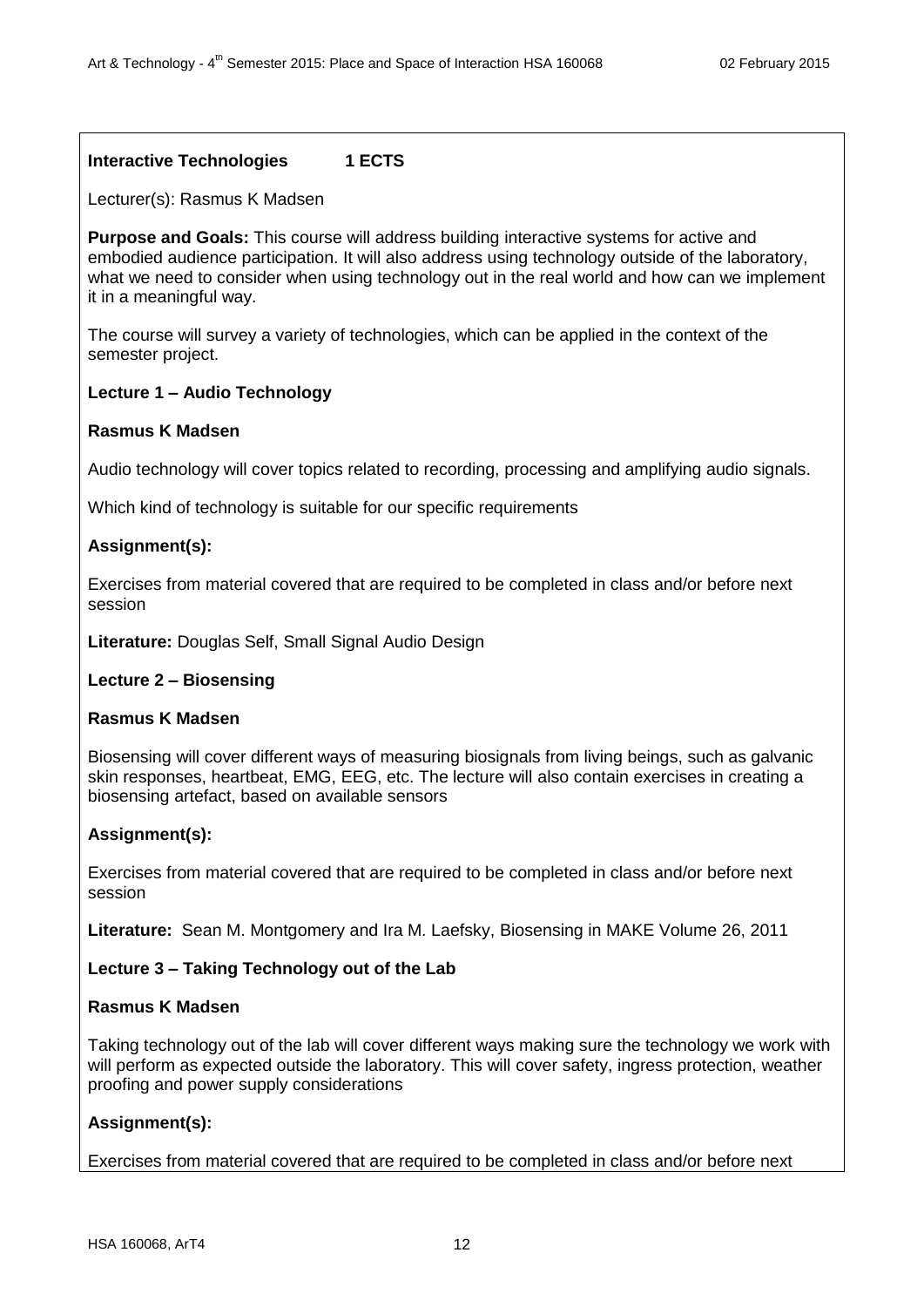**Interactive Technologies 1 ECTS**

Lecturer(s): Rasmus K Madsen

**Purpose and Goals:** This course will address building interactive systems for active and embodied audience participation. It will also address using technology outside of the laboratory, what we need to consider when using technology out in the real world and how can we implement it in a meaningful way.

The course will survey a variety of technologies, which can be applied in the context of the semester project.

**Lecture 1 – Audio Technology**

**Rasmus K Madsen**

Audio technology will cover topics related to recording, processing and amplifying audio signals.

Which kind of technology is suitable for our specific requirements

**Assignment(s):**

Exercises from material covered that are required to be completed in class and/or before next session

**Literature:** Douglas Self, Small Signal Audio Design

**Lecture 2 – Biosensing**

**Rasmus K Madsen**

Biosensing will cover different ways of measuring biosignals from living beings, such as galvanic skin responses, heartbeat, EMG, EEG, etc. The lecture will also contain exercises in creating a biosensing artefact, based on available sensors

**Assignment(s):**

Exercises from material covered that are required to be completed in class and/or before next session

**Literature:** Sean M. Montgomery and Ira M. Laefsky, Biosensing in MAKE Volume 26, 2011

**Lecture 3 – Taking Technology out of the Lab**

**Rasmus K Madsen**

Taking technology out of the lab will cover different ways making sure the technology we work with will perform as expected outside the laboratory. This will cover safety, ingress protection, weather proofing and power supply considerations

**Assignment(s):**

Exercises from material covered that are required to be completed in class and/or before next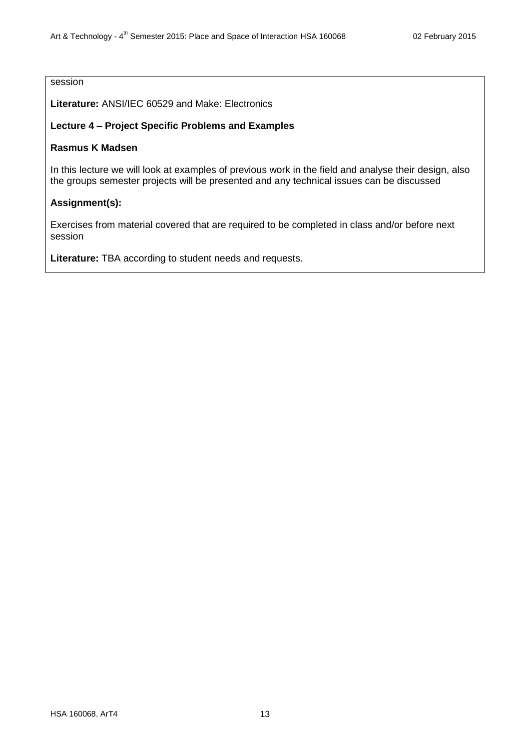session

**Literature:** ANSI/IEC 60529 and Make: Electronics

**Lecture 4 – Project Specific Problems and Examples**

**Rasmus K Madsen**

In this lecture we will look at examples of previous work in the field and analyse their design, also the groups semester projects will be presented and any technical issues can be discussed

**Assignment(s):**

Exercises from material covered that are required to be completed in class and/or before next session

**Literature:** TBA according to student needs and requests.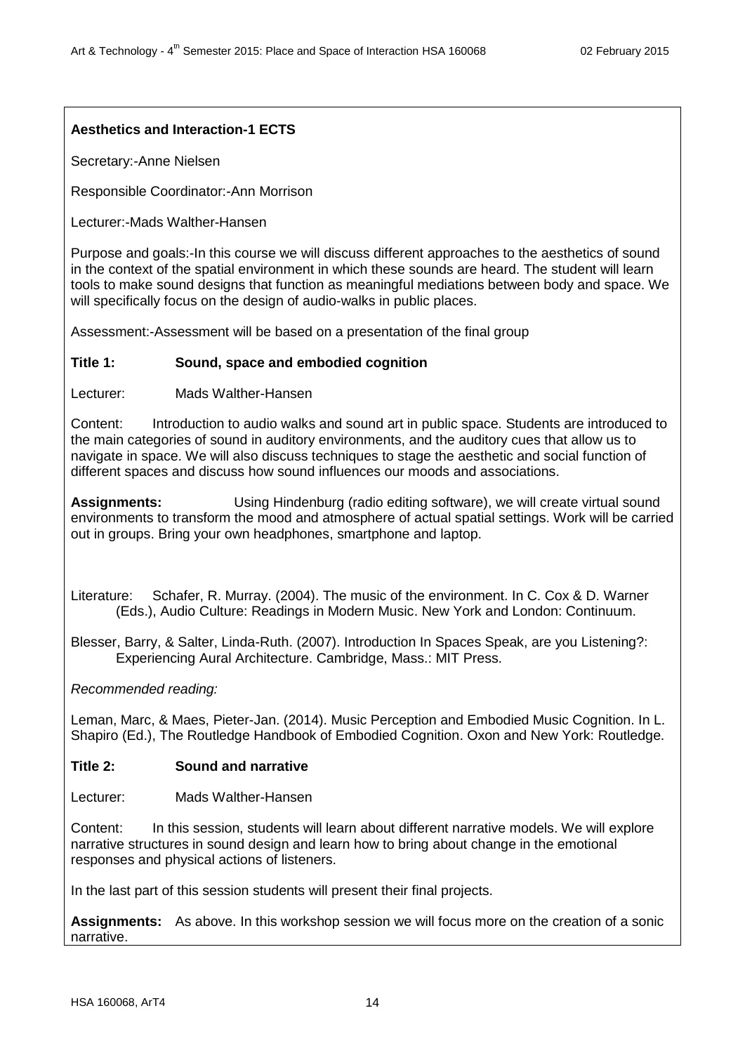**Aesthetics and Interaction-1 ECTS**

Secretary:-Anne Nielsen

Responsible Coordinator:-Ann Morrison

Lecturer:-Mads Walther-Hansen

Purpose and goals:-In this course we will discuss different approaches to the aesthetics of sound in the context of the spatial environment in which these sounds are heard. The student will learn tools to make sound designs that function as meaningful mediations between body and space. We will specifically focus on the design of audio-walks in public places.

Assessment:-Assessment will be based on a presentation of the final group

**Title 1: Sound, space and embodied cognition**

Lecturer: Mads Walther-Hansen

Content: Introduction to audio walks and sound art in public space. Students are introduced to the main categories of sound in auditory environments, and the auditory cues that allow us to navigate in space. We will also discuss techniques to stage the aesthetic and social function of different spaces and discuss how sound influences our moods and associations.

**Assignments:** Using Hindenburg (radio editing software), we will create virtual sound environments to transform the mood and atmosphere of actual spatial settings. Work will be carried out in groups. Bring your own headphones, smartphone and laptop.

Literature: Schafer, R. Murray. (2004). The music of the environment. In C. Cox & D. Warner (Eds.), Audio Culture: Readings in Modern Music. New York and London: Continuum.

Blesser, Barry, & Salter, Linda-Ruth. (2007). Introduction In Spaces Speak, are you Listening?: Experiencing Aural Architecture. Cambridge, Mass.: MIT Press.

*Recommended reading:*

Leman, Marc, & Maes, Pieter-Jan. (2014). Music Perception and Embodied Music Cognition. In L. Shapiro (Ed.), The Routledge Handbook of Embodied Cognition. Oxon and New York: Routledge.

**Title 2: Sound and narrative**

Lecturer: Mads Walther-Hansen

Content: In this session, students will learn about different narrative models. We will explore narrative structures in sound design and learn how to bring about change in the emotional responses and physical actions of listeners.

In the last part of this session students will present their final projects.

**Assignments:** As above. In this workshop session we will focus more on the creation of a sonic narrative.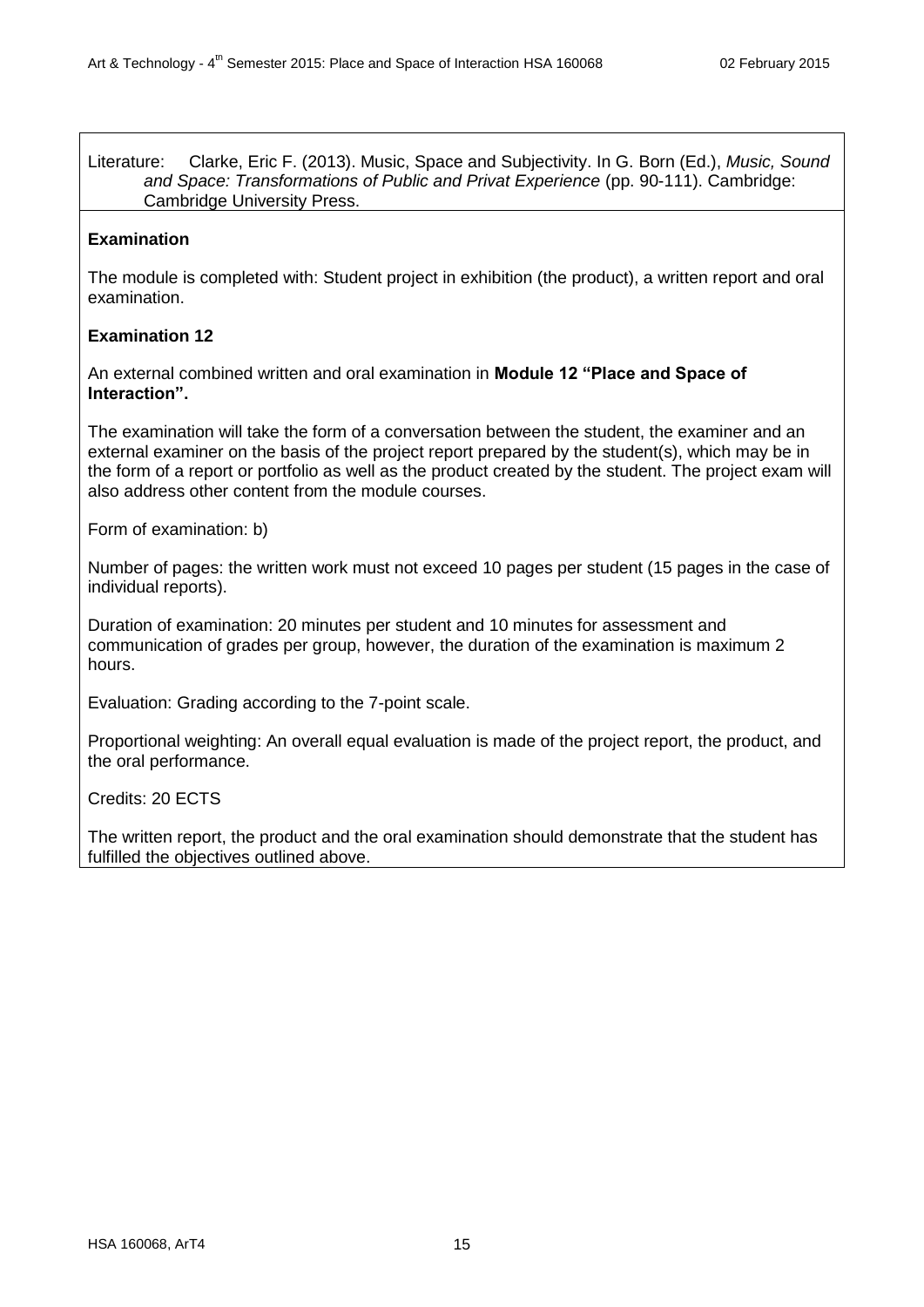Literature: Clarke, Eric F. (2013). Music, Space and Subjectivity. In G. Born (Ed.), *Music, Sound and Space: Transformations of Public and Privat Experience* (pp. 90-111). Cambridge: Cambridge University Press.

**Examination**

The module is completed with: Student project in exhibition (the product), a written report and oral examination.

**Examination 12**

An external combined written and oral examination in **Module 12 "Place and Space of Interaction".**

The examination will take the form of a conversation between the student, the examiner and an external examiner on the basis of the project report prepared by the student(s), which may be in the form of a report or portfolio as well as the product created by the student. The project exam will also address other content from the module courses.

Form of examination: b)

Number of pages: the written work must not exceed 10 pages per student (15 pages in the case of individual reports).

Duration of examination: 20 minutes per student and 10 minutes for assessment and communication of grades per group, however, the duration of the examination is maximum 2 hours.

Evaluation: Grading according to the 7-point scale.

Proportional weighting: An overall equal evaluation is made of the project report, the product, and the oral performance.

Credits: 20 ECTS

The written report, the product and the oral examination should demonstrate that the student has fulfilled the objectives outlined above.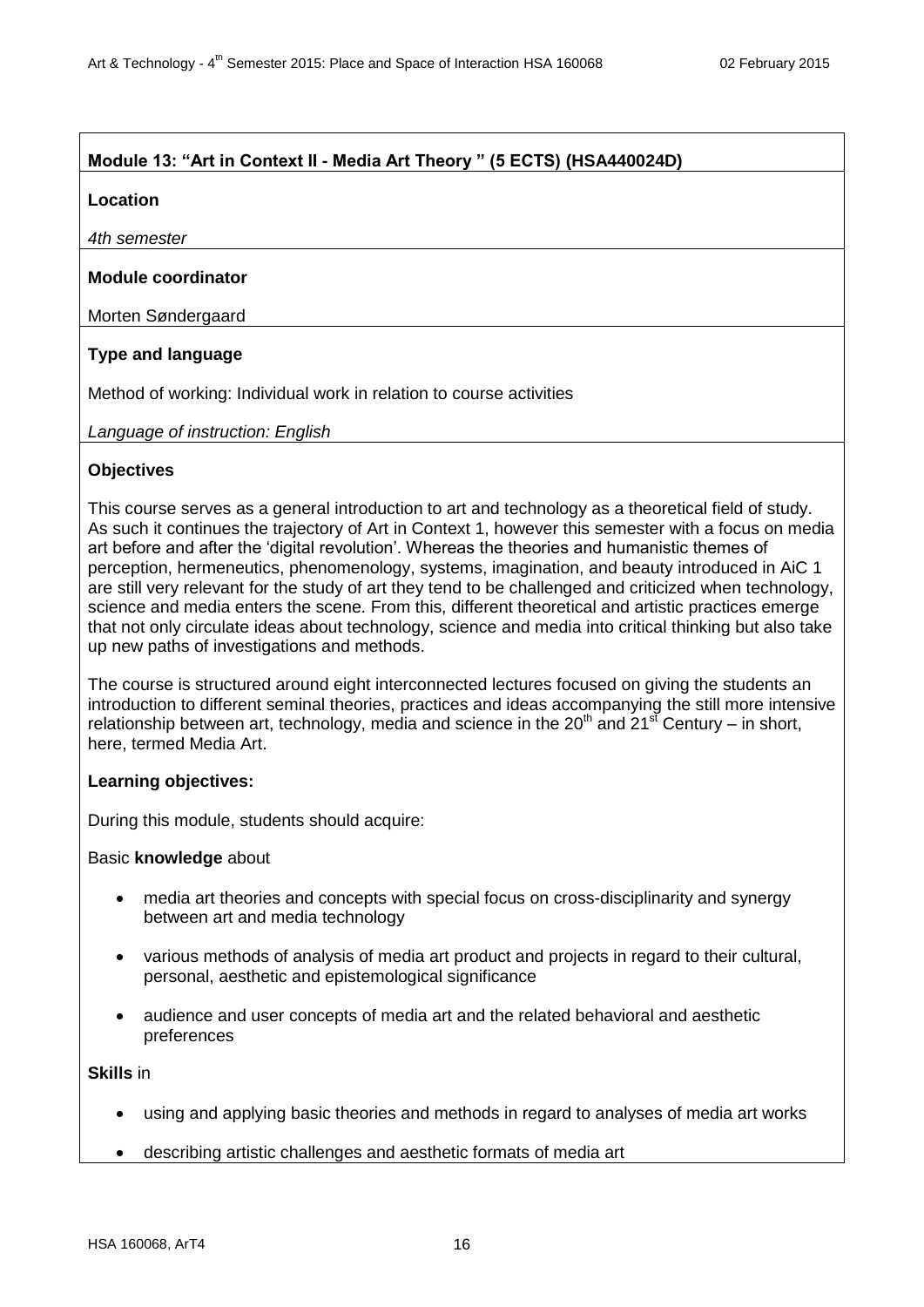## Module 13: "Art in Context II - Media Art Theory " (5 ECTS) (HSA440024D)

**Location**

*4th semester*

**Module coordinator**

Morten Søndergaard

**Type and language**

Method of working: Individual work in relation to course activities

*Language of instruction: English*

**Objectives**

This course serves as a general introduction to art and technology as a theoretical field of study. As such it continues the trajectory of Art in Context 1, however this semester with a focus on media art before and after the 'digital revolution'. Whereas the theories and humanistic themes of perception, hermeneutics, phenomenology, systems, imagination, and beauty introduced in AiC 1 are still very relevant for the study of art they tend to be challenged and criticized when technology, science and media enters the scene. From this, different theoretical and artistic practices emerge that not only circulate ideas about technology, science and media into critical thinking but also take up new paths of investigations and methods.

The course is structured around eight interconnected lectures focused on giving the students an introduction to different seminal theories, practices and ideas accompanying the still more intensive relationship between art, technology, media and science in the 20th and 21st Century – in short, here, termed Media Art.

**Learning objectives:**

During this module, students should acquire:

Basic **knowledge** about

- media art theories and concepts with special focus on cross-disciplinarity and synergy between art and media technology
- various methods of analysis of media art product and projects in regard to their cultural, personal, aesthetic and epistemological significance
- audience and user concepts of media art and the related behavioral and aesthetic preferences

**Skills** in

- using and applying basic theories and methods in regard to analyses of media art works
- describing artistic challenges and aesthetic formats of media art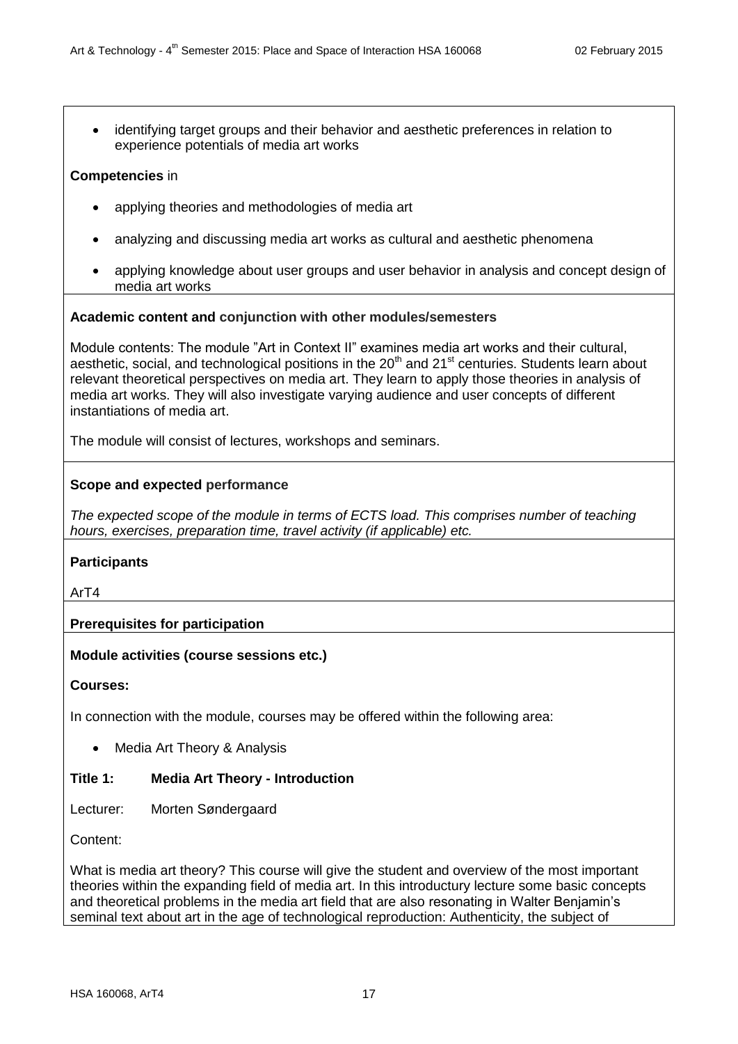- identifying target groups and their behavior and aesthetic preferences in relation to experience potentials of media art works

**Competencies** in

- applying theories and methodologies of media art
- analyzing and discussing media art works as cultural and aesthetic phenomena
- applying knowledge about user groups and user behavior in analysis and concept design of media art works

**Academic content and conjunction with other modules/semesters**

Module contents: The module "Art in Context II" examines media art works and their cultural, aesthetic, social, and technological positions in the 20th and 21st centuries. Students learn about relevant theoretical perspectives on media art. They learn to apply those theories in analysis of media art works. They will also investigate varying audience and user concepts of different instantiations of media art.

The module will consist of lectures, workshops and seminars.

**Scope and expected performance**

*The expected scope of the module in terms of ECTS load. This comprises number of teaching hours, exercises, preparation time, travel activity (if applicable) etc.*

**Participants**

ArT4

**Prerequisites for participation**

**Module activities (course sessions etc.)**

**Courses:**

In connection with the module, courses may be offered within the following area:

- Media Art Theory & Analysis

**Title 1: Media Art Theory - Introduction**

Lecturer: Morten Søndergaard

Content:

What is media art theory? This course will give the student and overview of the most important theories within the expanding field of media art. In this introductory lecture some basic concepts and theoretical problems in the media art field that are also resonating in Walter Benjamin's seminal text about art in the age of technological reproduction: Authenticity, the subject of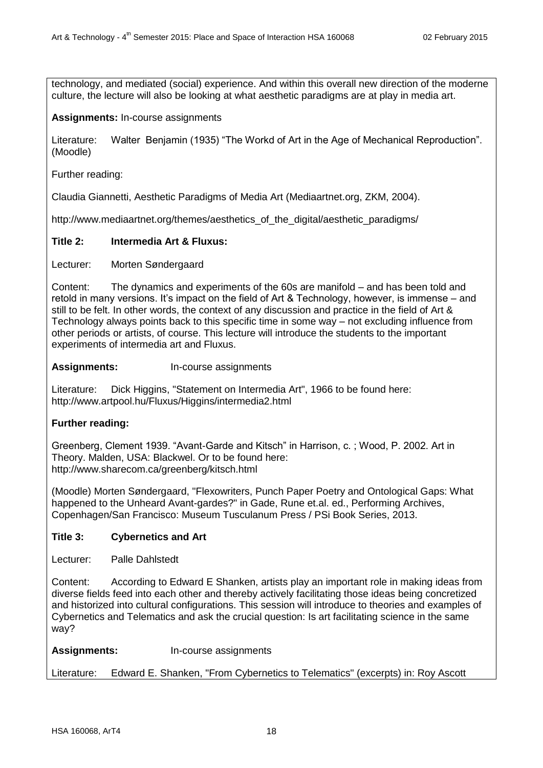technology, and mediated (social) experience. And within this overall new direction of the moderne culture, the lecture will also be looking at what aesthetic paradigms are at play in media art.

**Assignments:** In-course assignments

Literature: Walter Benjamin (1935) “The Workd of Art in the Age of Mechanical Reproduction”. (Moodle)

Further reading:

Claudia Giannetti, Aesthetic Paradigms of Media Art (Mediaartnet.org, ZKM, 2004).

http://www.mediaartnet.org/themes/aesthetics_of_the_digital/aesthetic_paradigms/

**Title 2: Intermedia Art & Fluxus:**

Lecturer: Morten Søndergaard

Content: The dynamics and experiments of the 60s are manifold – and has been told and retold in many versions. It’s impact on the field of Art & Technology, however, is immense – and still to be felt. In other words, the context of any discussion and practice in the field of Art & Technology always points back to this specific time in some way – not excluding influence from other periods or artists, of course. This lecture will introduce the students to the important experiments of intermedia art and Fluxus.

**Assignments:** In-course assignments

Literature: Dick Higgins, "Statement on Intermedia Art", 1966 to be found here: http://www.artpool.hu/Fluxus/Higgins/intermedia2.html

**Further reading:**

Greenberg, Clement 1939. “Avant-Garde and Kitsch” in Harrison, c. ; Wood, P. 2002. Art in Theory. Malden, USA: Blackwel. Or to be found here: http://www.sharecom.ca/greenberg/kitsch.html

(Moodle) Morten Søndergaard, "Flexowriters, Punch Paper Poetry and Ontological Gaps: What happened to the Unheard Avant-gardes?" in Gade, Rune et.al. ed., Performing Archives, Copenhagen/San Francisco: Museum Tusculanum Press / PSi Book Series, 2013.

**Title 3: Cybernetics and Art**

Lecturer: Palle Dahlstedt

Content: According to Edward E Shanken, artists play an important role in making ideas from diverse fields feed into each other and thereby actively facilitating those ideas being concretized and historized into cultural configurations. This session will introduce to theories and examples of Cybernetics and Telematics and ask the crucial question: Is art facilitating science in the same way?

**Assignments:** In-course assignments

Literature: Edward E. Shanken, "From Cybernetics to Telematics" (excerpts) in: Roy Ascott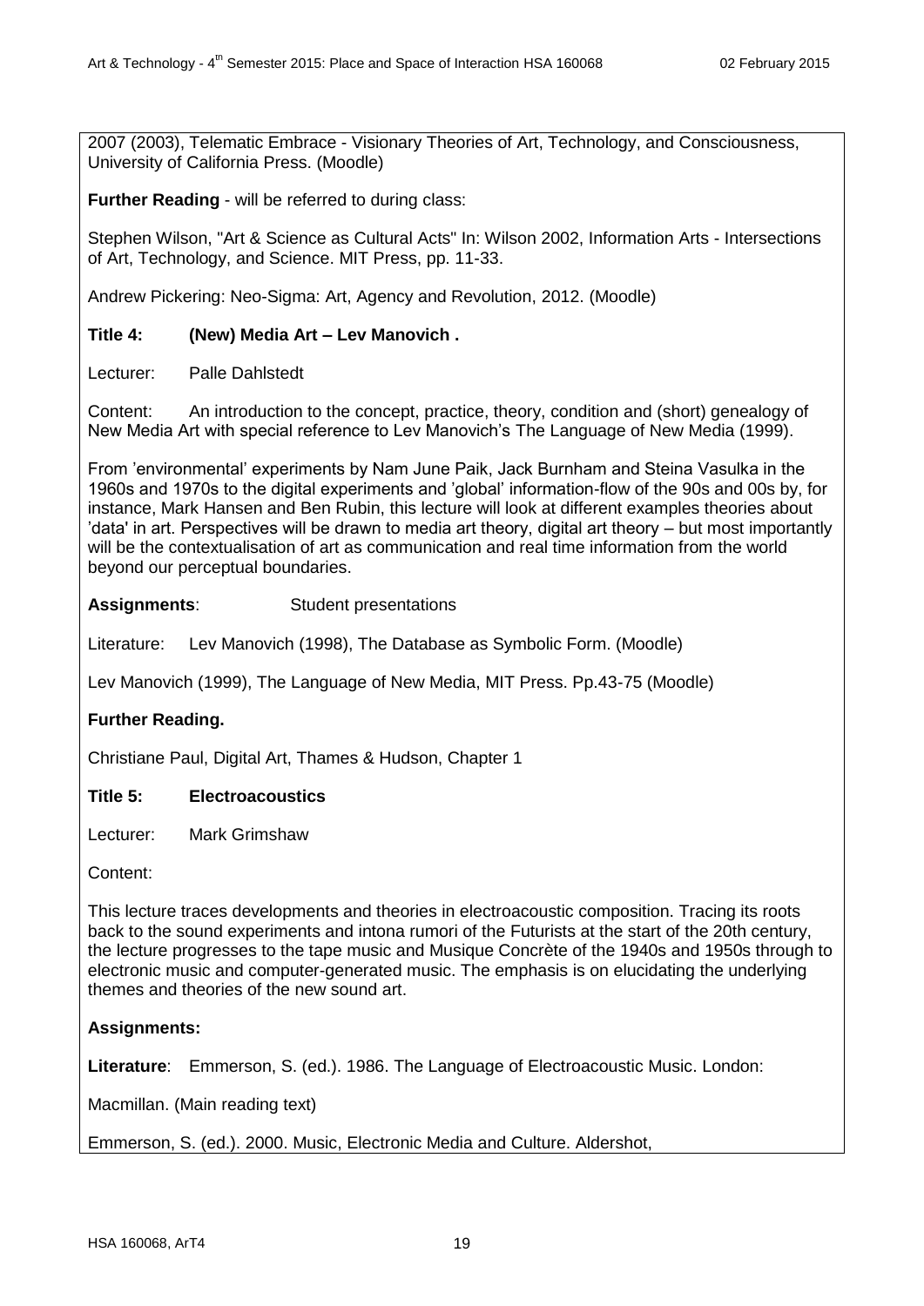2007 (2003), Telematic Embrace - Visionary Theories of Art, Technology, and Consciousness, University of California Press. (Moodle)

**Further Reading** - will be referred to during class:

Stephen Wilson, "Art & Science as Cultural Acts" In: Wilson 2002, Information Arts - Intersections of Art, Technology, and Science. MIT Press, pp. 11-33.

Andrew Pickering: Neo-Sigma: Art, Agency and Revolution, 2012. (Moodle)

**Title 4: (New) Media Art – Lev Manovich .**

Lecturer: Palle Dahlstedt

Content: An introduction to the concept, practice, theory, condition and (short) genealogy of New Media Art with special reference to Lev Manovich's The Language of New Media (1999).

From 'environmental' experiments by Nam June Paik, Jack Burnham and Steina Vasulka in the 1960s and 1970s to the digital experiments and 'global' information-flow of the 90s and 00s by, for instance, Mark Hansen and Ben Rubin, this lecture will look at different examples theories about 'data' in art. Perspectives will be drawn to media art theory, digital art theory – but most importantly will be the contextualisation of art as communication and real time information from the world beyond our perceptual boundaries.

**Assignments**: Student presentations

Literature: Lev Manovich (1998), The Database as Symbolic Form. (Moodle)

Lev Manovich (1999), The Language of New Media, MIT Press. Pp.43-75 (Moodle)

**Further Reading.**

Christiane Paul, Digital Art, Thames & Hudson, Chapter 1

**Title 5: Electroacoustics**

Lecturer: Mark Grimshaw

Content:

This lecture traces developments and theories in electroacoustic composition. Tracing its roots back to the sound experiments and intona rumori of the Futurists at the start of the 20th century, the lecture progresses to the tape music and Musique Concrète of the 1940s and 1950s through to electronic music and computer-generated music. The emphasis is on elucidating the underlying themes and theories of the new sound art.

**Assignments:**

**Literature**: Emmerson, S. (ed.). 1986. The Language of Electroacoustic Music. London:

Macmillan. (Main reading text)

Emmerson, S. (ed.). 2000. Music, Electronic Media and Culture. Aldershot,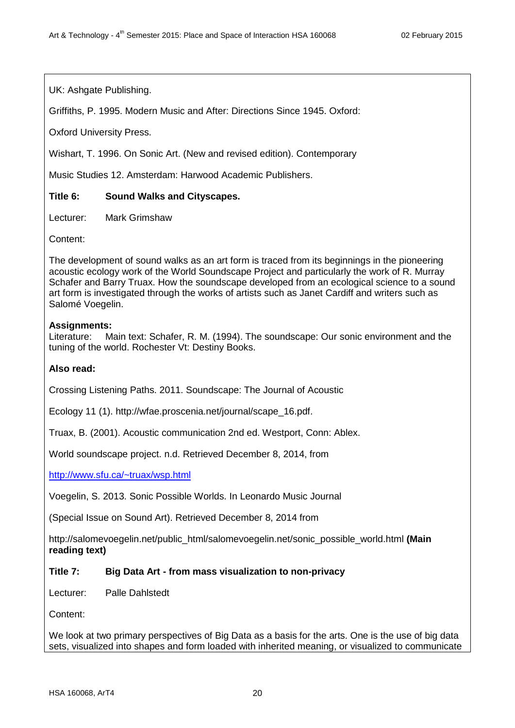UK: Ashgate Publishing.

Griffiths, P. 1995. Modern Music and After: Directions Since 1945. Oxford:

Oxford University Press.

Wishart, T. 1996. On Sonic Art. (New and revised edition). Contemporary

Music Studies 12. Amsterdam: Harwood Academic Publishers.

**Title 6: Sound Walks and Cityscapes.**

Lecturer: Mark Grimshaw

Content:

The development of sound walks as an art form is traced from its beginnings in the pioneering acoustic ecology work of the World Soundscape Project and particularly the work of R. Murray Schafer and Barry Truax. How the soundscape developed from an ecological science to a sound art form is investigated through the works of artists such as Janet Cardiff and writers such as Salomé Voegelin.

**Assignments:**
Literature: Main text: Schafer, R. M. (1994). The soundscape: Our sonic environment and the tuning of the world. Rochester Vt: Destiny Books.

**Also read:**

Crossing Listening Paths. 2011. Soundscape: The Journal of Acoustic

Ecology 11 (1). http://wfae.proscenia.net/journal/scape_16.pdf.

Truax, B. (2001). Acoustic communication 2nd ed. Westport, Conn: Ablex.

World soundscape project. n.d. Retrieved December 8, 2014, from

http://www.sfu.ca/~truax/wsp.html

Voegelin, S. 2013. Sonic Possible Worlds. In Leonardo Music Journal

(Special Issue on Sound Art). Retrieved December 8, 2014 from

http://salomevoegelin.net/public_html/salomevoegelin.net/sonic_possible_world.html **(Main reading text)**

**Title 7: Big Data Art - from mass visualization to non-privacy**

Lecturer: Palle Dahlstedt

Content:

We look at two primary perspectives of Big Data as a basis for the arts. One is the use of big data sets, visualized into shapes and form loaded with inherited meaning, or visualized to communicate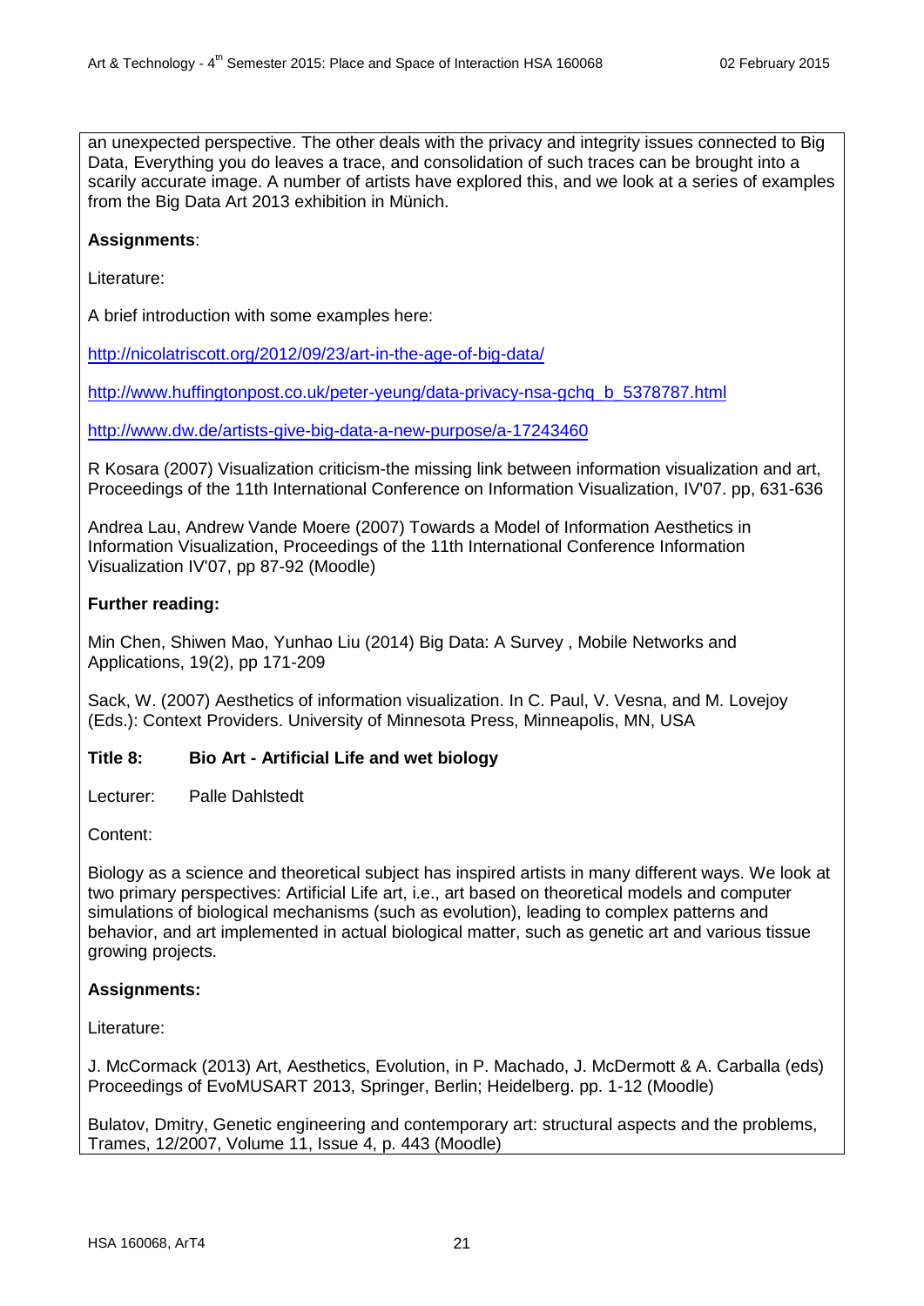an unexpected perspective. The other deals with the privacy and integrity issues connected to Big Data, Everything you do leaves a trace, and consolidation of such traces can be brought into a scarily accurate image. A number of artists have explored this, and we look at a series of examples from the Big Data Art 2013 exhibition in Münich.

**Assignments**:

Literature:

A brief introduction with some examples here:

http://nicolatriscott.org/2012/09/23/art-in-the-age-of-big-data/

http://www.huffingtonpost.co.uk/peter-yeung/data-privacy-nsa-gchq_b_5378787.html

http://www.dw.de/artists-give-big-data-a-new-purpose/a-17243460

R Kosara (2007) Visualization criticism-the missing link between information visualization and art, Proceedings of the 11th International Conference on Information Visualization, IV'07. pp, 631-636

Andrea Lau, Andrew Vande Moere (2007) Towards a Model of Information Aesthetics in Information Visualization, Proceedings of the 11th International Conference Information Visualization IV'07, pp 87-92 (Moodle)

**Further reading:**

Min Chen, Shiwen Mao, Yunhao Liu (2014) Big Data: A Survey , Mobile Networks and Applications, 19(2), pp 171-209

Sack, W. (2007) Aesthetics of information visualization. In C. Paul, V. Vesna, and M. Lovejoy (Eds.): Context Providers. University of Minnesota Press, Minneapolis, MN, USA

**Title 8: Bio Art - Artificial Life and wet biology**

Lecturer: Palle Dahlstedt

Content:

Biology as a science and theoretical subject has inspired artists in many different ways. We look at two primary perspectives: Artificial Life art, i.e., art based on theoretical models and computer simulations of biological mechanisms (such as evolution), leading to complex patterns and behavior, and art implemented in actual biological matter, such as genetic art and various tissue growing projects.

**Assignments:**

Literature:

J. McCormack (2013) Art, Aesthetics, Evolution, in P. Machado, J. McDermott & A. Carballa (eds) Proceedings of EvoMUSART 2013, Springer, Berlin; Heidelberg. pp. 1-12 (Moodle)

Bulatov, Dmitry, Genetic engineering and contemporary art: structural aspects and the problems, Trames, 12/2007, Volume 11, Issue 4, p. 443 (Moodle)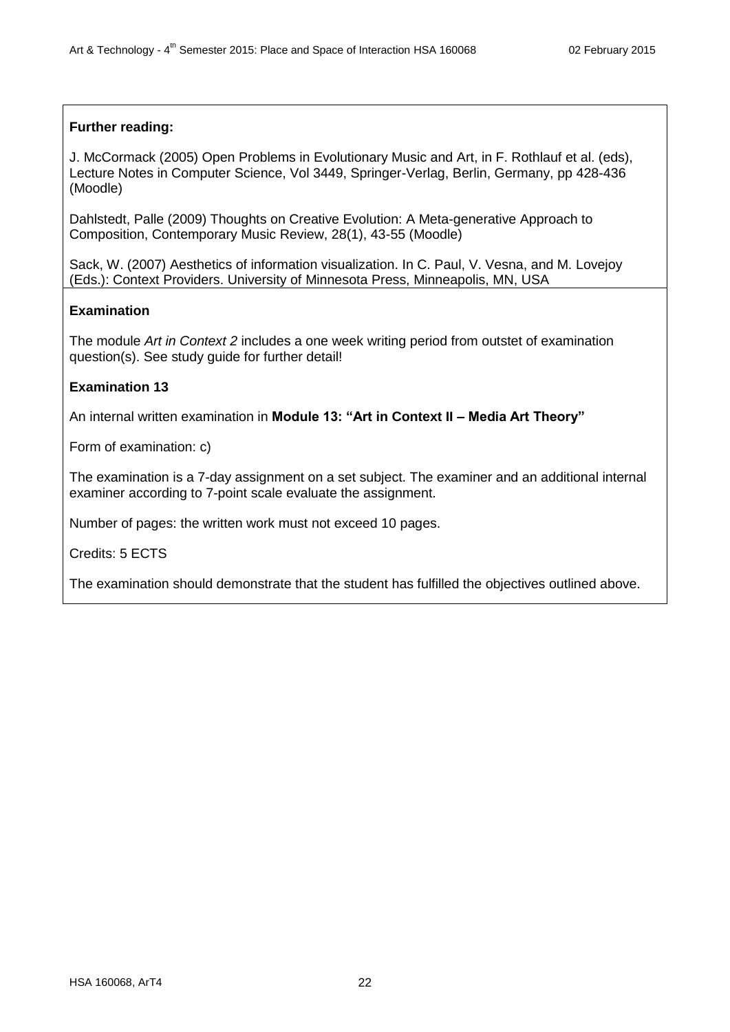**Further reading:**

J. McCormack (2005) Open Problems in Evolutionary Music and Art, in F. Rothlauf et al. (eds), Lecture Notes in Computer Science, Vol 3449, Springer-Verlag, Berlin, Germany, pp 428-436 (Moodle)

Dahlstedt, Palle (2009) Thoughts on Creative Evolution: A Meta-generative Approach to Composition, Contemporary Music Review, 28(1), 43-55 (Moodle)

Sack, W. (2007) Aesthetics of information visualization. In C. Paul, V. Vesna, and M. Lovejoy (Eds.): Context Providers. University of Minnesota Press, Minneapolis, MN, USA

**Examination**

The module *Art in Context 2* includes a one week writing period from outstet of examination question(s). See study guide for further detail!

**Examination 13**

An internal written examination in **Module 13: "Art in Context II – Media Art Theory"**

Form of examination: c)

The examination is a 7-day assignment on a set subject. The examiner and an additional internal examiner according to 7-point scale evaluate the assignment.

Number of pages: the written work must not exceed 10 pages.

Credits: 5 ECTS

The examination should demonstrate that the student has fulfilled the objectives outlined above.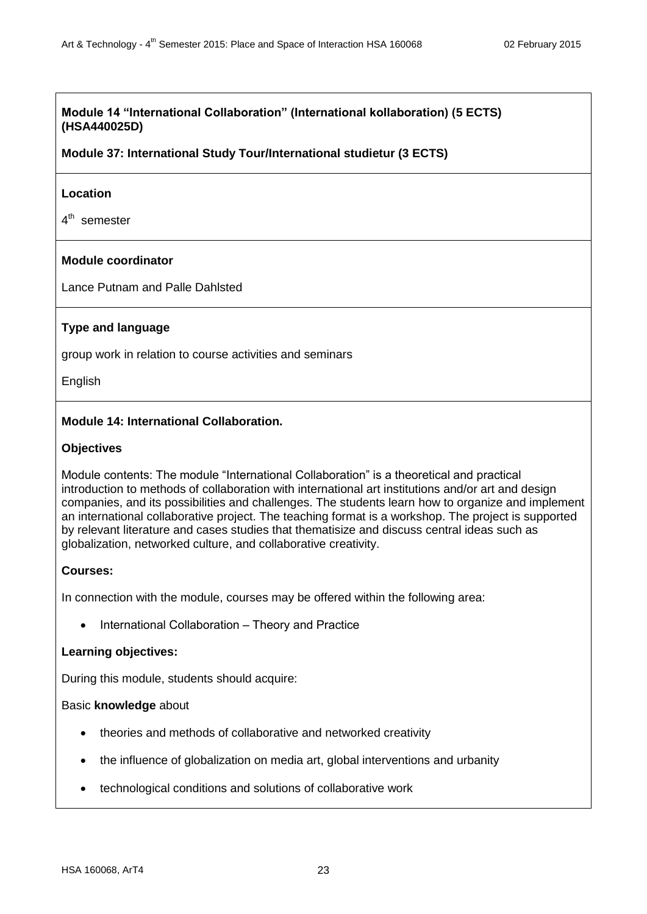**Module 14 "International Collaboration" (International kollaboration) (5 ECTS) (HSA440025D)**

**Module 37: International Study Tour/International studietur (3 ECTS)**

**Location**

4th semester

**Module coordinator**

Lance Putnam and Palle Dahlsted

**Type and language**

group work in relation to course activities and seminars

English

**Module 14: International Collaboration.**

**Objectives**

Module contents: The module "International Collaboration" is a theoretical and practical introduction to methods of collaboration with international art institutions and/or art and design companies, and its possibilities and challenges. The students learn how to organize and implement an international collaborative project. The teaching format is a workshop. The project is supported by relevant literature and cases studies that thematisize and discuss central ideas such as globalization, networked culture, and collaborative creativity.

**Courses:**

In connection with the module, courses may be offered within the following area:

- International Collaboration – Theory and Practice

**Learning objectives:**

During this module, students should acquire:

Basic **knowledge** about

- theories and methods of collaborative and networked creativity
- the influence of globalization on media art, global interventions and urbanity
- technological conditions and solutions of collaborative work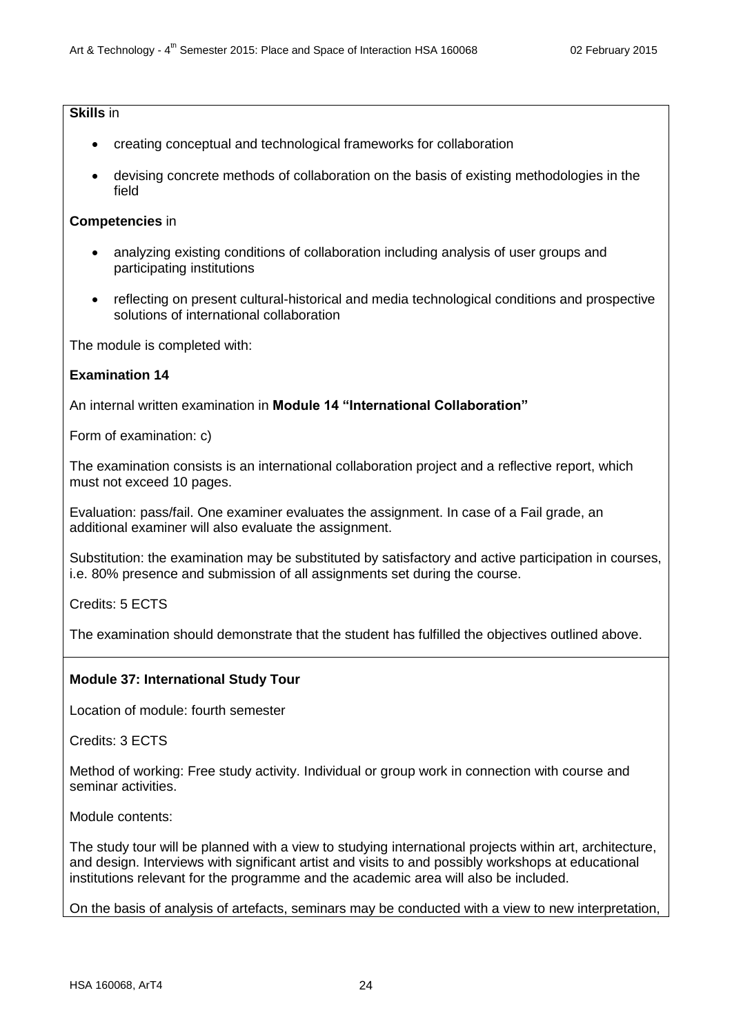**Skills** in

- creating conceptual and technological frameworks for collaboration
- devising concrete methods of collaboration on the basis of existing methodologies in the field

**Competencies** in

- analyzing existing conditions of collaboration including analysis of user groups and participating institutions
- reflecting on present cultural-historical and media technological conditions and prospective solutions of international collaboration

The module is completed with:

**Examination 14**

An internal written examination in **Module 14 "International Collaboration"**

Form of examination: c)

The examination consists is an international collaboration project and a reflective report, which must not exceed 10 pages.

Evaluation: pass/fail. One examiner evaluates the assignment. In case of a Fail grade, an additional examiner will also evaluate the assignment.

Substitution: the examination may be substituted by satisfactory and active participation in courses, i.e. 80% presence and submission of all assignments set during the course.

Credits: 5 ECTS

The examination should demonstrate that the student has fulfilled the objectives outlined above.

**Module 37: International Study Tour**

Location of module: fourth semester

Credits: 3 ECTS

Method of working: Free study activity. Individual or group work in connection with course and seminar activities.

Module contents:

The study tour will be planned with a view to studying international projects within art, architecture, and design. Interviews with significant artist and visits to and possibly workshops at educational institutions relevant for the programme and the academic area will also be included.

On the basis of analysis of artefacts, seminars may be conducted with a view to new interpretation,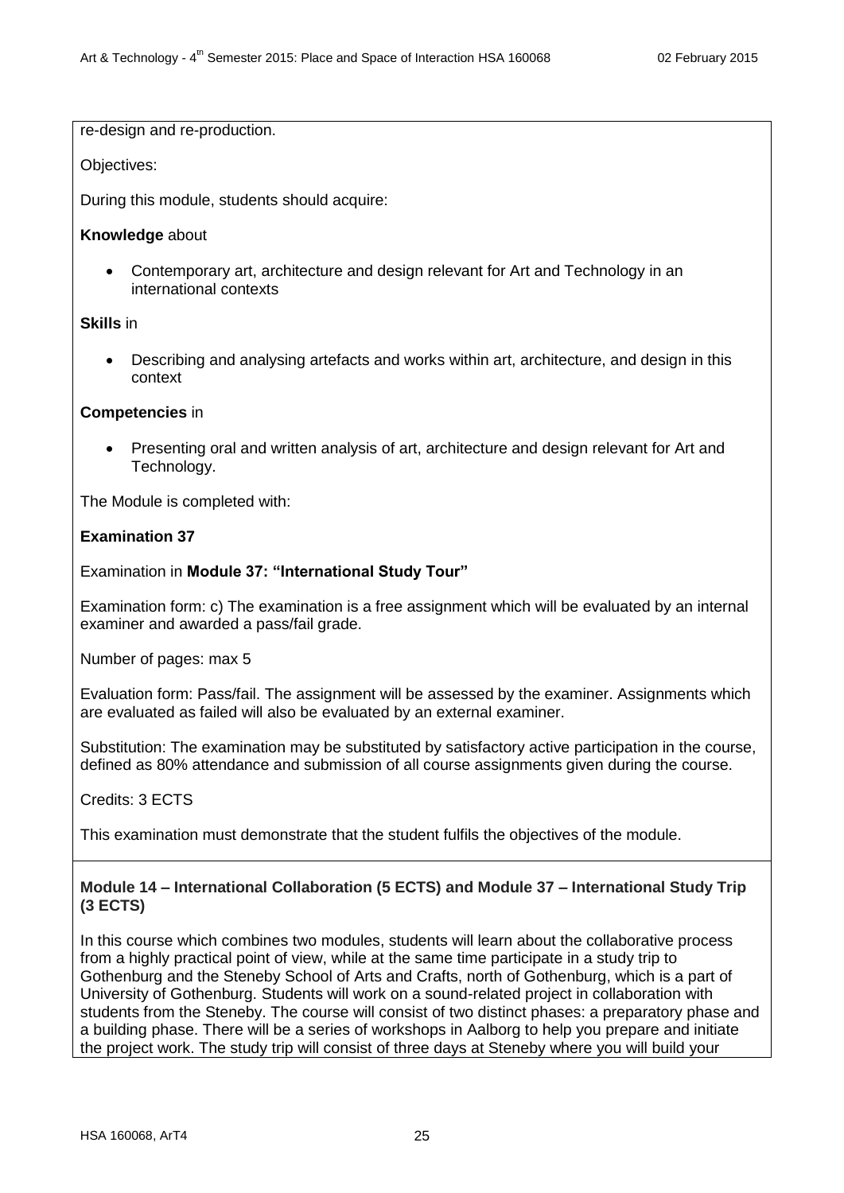re-design and re-production.

Objectives:

During this module, students should acquire:

**Knowledge** about

- Contemporary art, architecture and design relevant for Art and Technology in an international contexts

**Skills** in

- Describing and analysing artefacts and works within art, architecture, and design in this context

**Competencies** in

- Presenting oral and written analysis of art, architecture and design relevant for Art and Technology.

The Module is completed with:

**Examination 37**

Examination in **Module 37: "International Study Tour"**

Examination form: c) The examination is a free assignment which will be evaluated by an internal examiner and awarded a pass/fail grade.

Number of pages: max 5

Evaluation form: Pass/fail. The assignment will be assessed by the examiner. Assignments which are evaluated as failed will also be evaluated by an external examiner.

Substitution: The examination may be substituted by satisfactory active participation in the course, defined as 80% attendance and submission of all course assignments given during the course.

Credits: 3 ECTS

This examination must demonstrate that the student fulfils the objectives of the module.

**Module 14 – International Collaboration (5 ECTS) and Module 37 – International Study Trip (3 ECTS)**

In this course which combines two modules, students will learn about the collaborative process from a highly practical point of view, while at the same time participate in a study trip to Gothenburg and the Steneby School of Arts and Crafts, north of Gothenburg, which is a part of University of Gothenburg. Students will work on a sound-related project in collaboration with students from the Steneby. The course will consist of two distinct phases: a preparatory phase and a building phase. There will be a series of workshops in Aalborg to help you prepare and initiate the project work. The study trip will consist of three days at Steneby where you will build your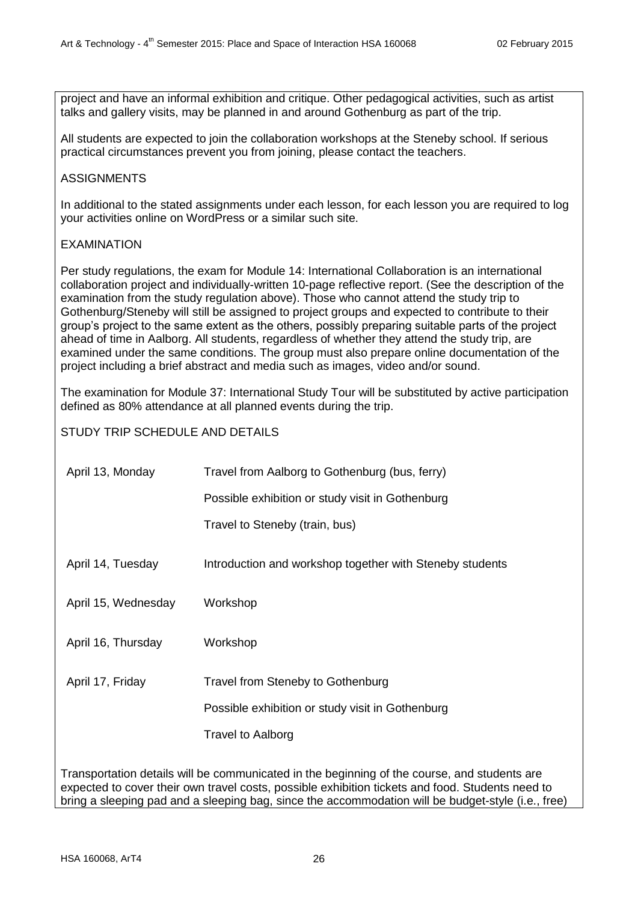project and have an informal exhibition and critique. Other pedagogical activities, such as artist talks and gallery visits, may be planned in and around Gothenburg as part of the trip.

All students are expected to join the collaboration workshops at the Steneby school. If serious practical circumstances prevent you from joining, please contact the teachers.

ASSIGNMENTS

In additional to the stated assignments under each lesson, for each lesson you are required to log your activities online on WordPress or a similar such site.

EXAMINATION

Per study regulations, the exam for Module 14: International Collaboration is an international collaboration project and individually-written 10-page reflective report. (See the description of the examination from the study regulation above). Those who cannot attend the study trip to Gothenburg/Steneby will still be assigned to project groups and expected to contribute to their group's project to the same extent as the others, possibly preparing suitable parts of the project ahead of time in Aalborg. All students, regardless of whether they attend the study trip, are examined under the same conditions. The group must also prepare online documentation of the project including a brief abstract and media such as images, video and/or sound.

The examination for Module 37: International Study Tour will be substituted by active participation defined as 80% attendance at all planned events during the trip.

STUDY TRIP SCHEDULE AND DETAILS

| | |
|---|---|
| April 13, Monday | Travel from Aalborg to Gothenburg (bus, ferry)<br>Possible exhibition or study visit in Gothenburg<br>Travel to Steneby (train, bus) |
| April 14, Tuesday | Introduction and workshop together with Steneby students |
| April 15, Wednesday | Workshop |
| April 16, Thursday | Workshop |
| April 17, Friday | Travel from Steneby to Gothenburg<br>Possible exhibition or study visit in Gothenburg<br>Travel to Aalborg |

Transportation details will be communicated in the beginning of the course, and students are expected to cover their own travel costs, possible exhibition tickets and food. Students need to bring a sleeping pad and a sleeping bag, since the accommodation will be budget-style (i.e., free)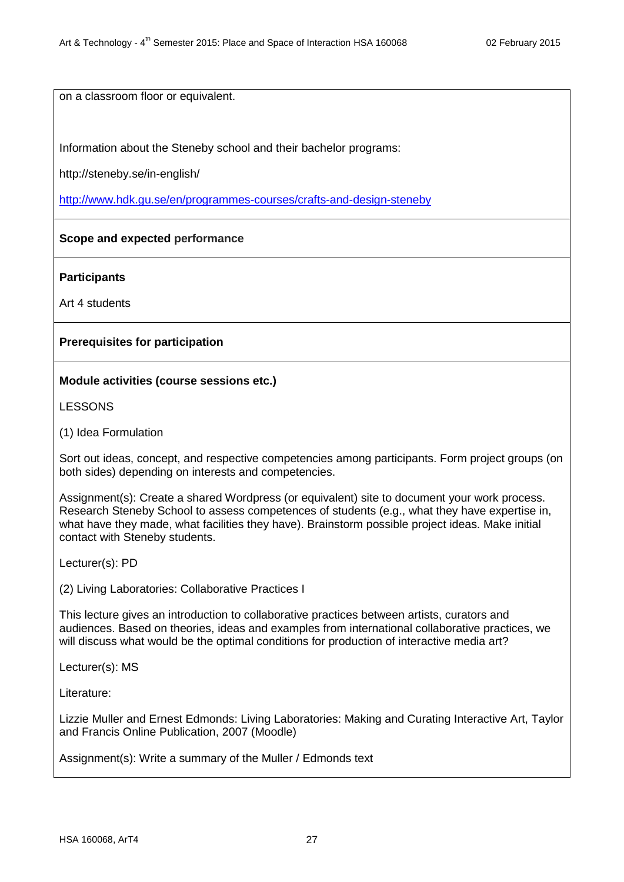on a classroom floor or equivalent.

Information about the Steneby school and their bachelor programs:

http://steneby.se/in-english/

http://www.hdk.gu.se/en/programmes-courses/crafts-and-design-steneby

**Scope and expected performance**

**Participants**

Art 4 students

**Prerequisites for participation**

**Module activities (course sessions etc.)**

LESSONS

(1) Idea Formulation

Sort out ideas, concept, and respective competencies among participants. Form project groups (on both sides) depending on interests and competencies.

Assignment(s): Create a shared Wordpress (or equivalent) site to document your work process. Research Steneby School to assess competences of students (e.g., what they have expertise in, what have they made, what facilities they have). Brainstorm possible project ideas. Make initial contact with Steneby students.

Lecturer(s): PD

(2) Living Laboratories: Collaborative Practices I

This lecture gives an introduction to collaborative practices between artists, curators and audiences. Based on theories, ideas and examples from international collaborative practices, we will discuss what would be the optimal conditions for production of interactive media art?

Lecturer(s): MS

Literature:

Lizzie Muller and Ernest Edmonds: Living Laboratories: Making and Curating Interactive Art, Taylor and Francis Online Publication, 2007 (Moodle)

Assignment(s): Write a summary of the Muller / Edmonds text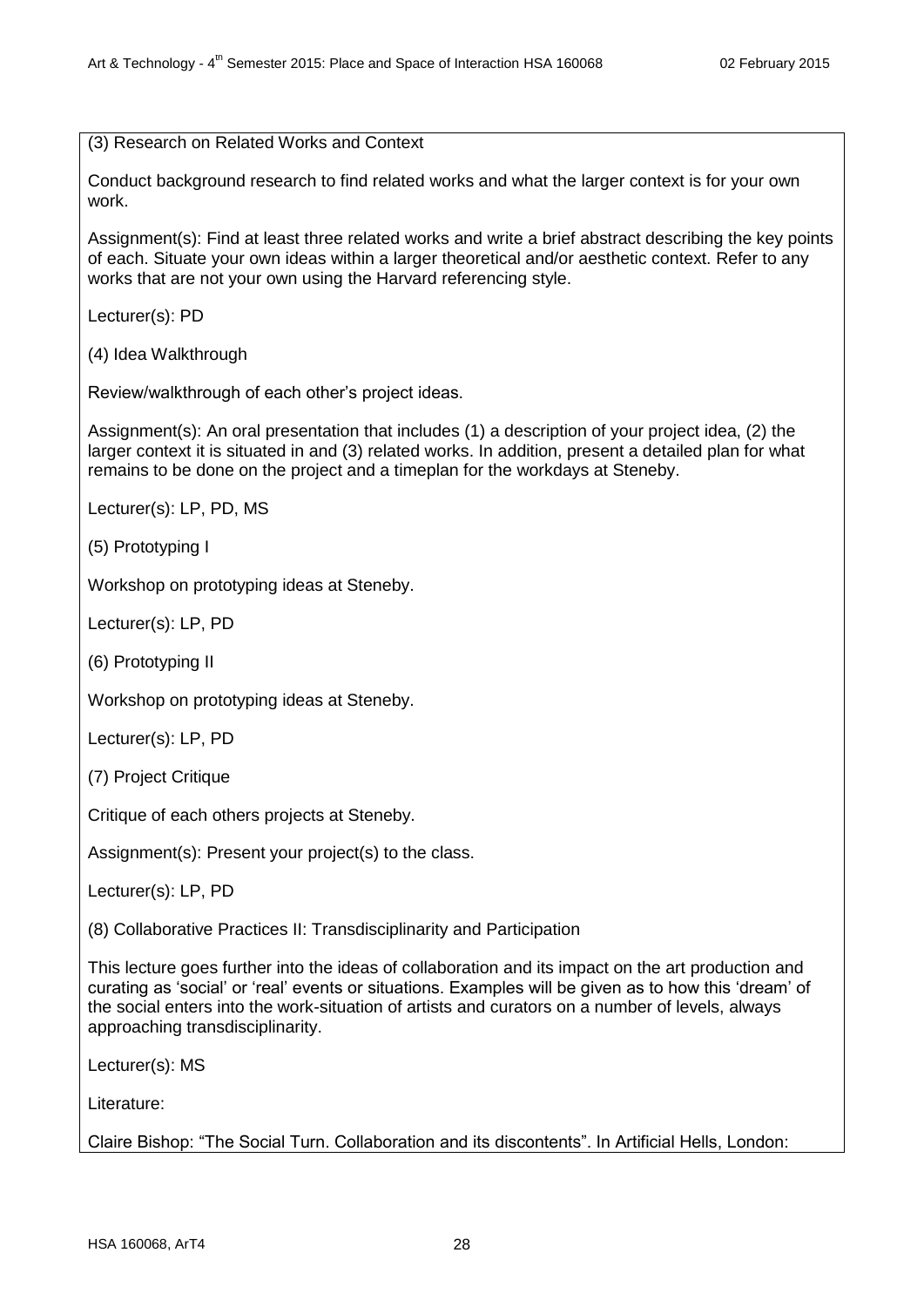(3) Research on Related Works and Context

Conduct background research to find related works and what the larger context is for your own work.

Assignment(s): Find at least three related works and write a brief abstract describing the key points of each. Situate your own ideas within a larger theoretical and/or aesthetic context. Refer to any works that are not your own using the Harvard referencing style.

Lecturer(s): PD

(4) Idea Walkthrough

Review/walkthrough of each other's project ideas.

Assignment(s): An oral presentation that includes (1) a description of your project idea, (2) the larger context it is situated in and (3) related works. In addition, present a detailed plan for what remains to be done on the project and a timeplan for the workdays at Steneby.

Lecturer(s): LP, PD, MS

(5) Prototyping I

Workshop on prototyping ideas at Steneby.

Lecturer(s): LP, PD

(6) Prototyping II

Workshop on prototyping ideas at Steneby.

Lecturer(s): LP, PD

(7) Project Critique

Critique of each others projects at Steneby.

Assignment(s): Present your project(s) to the class.

Lecturer(s): LP, PD

(8) Collaborative Practices II: Transdisciplinarity and Participation

This lecture goes further into the ideas of collaboration and its impact on the art production and curating as 'social' or 'real' events or situations. Examples will be given as to how this 'dream' of the social enters into the work-situation of artists and curators on a number of levels, always approaching transdisciplinarity.

Lecturer(s): MS

Literature:

Claire Bishop: "The Social Turn. Collaboration and its discontents". In Artificial Hells, London: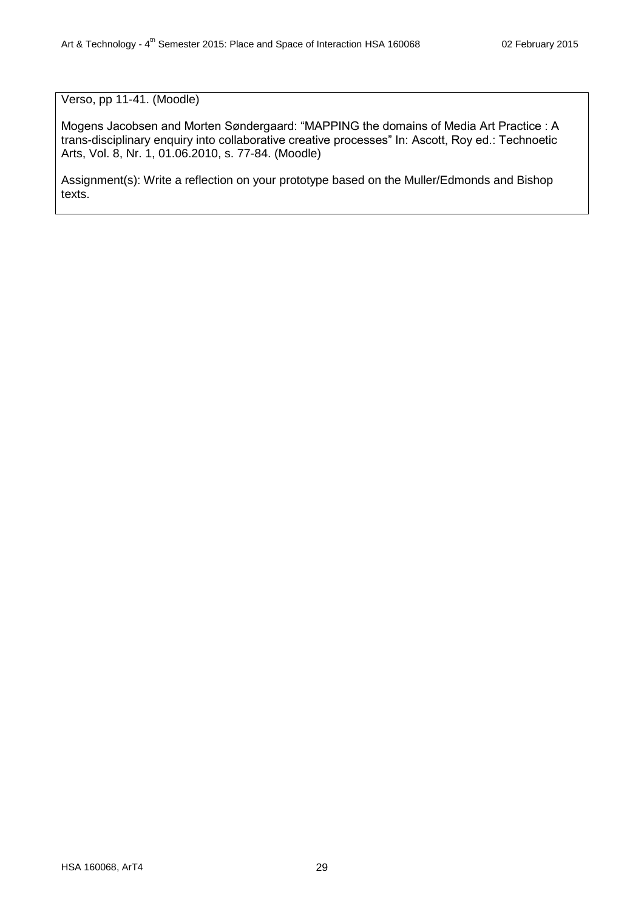Verso, pp 11-41. (Moodle)

Mogens Jacobsen and Morten Søndergaard: "MAPPING the domains of Media Art Practice : A trans-disciplinary enquiry into collaborative creative processes" In: Ascott, Roy ed.: Technoetic Arts, Vol. 8, Nr. 1, 01.06.2010, s. 77-84. (Moodle)

Assignment(s): Write a reflection on your prototype based on the Muller/Edmonds and Bishop texts.